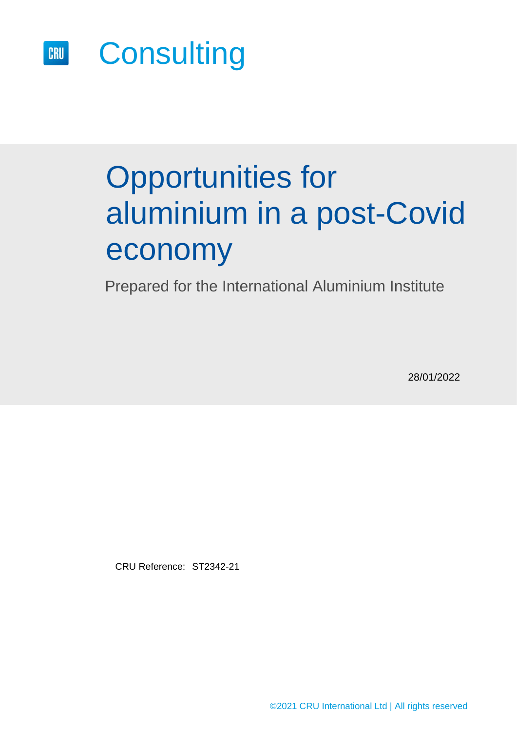CRU Consulting

# Opportunities for aluminium in a post-Covid economy

Prepared for the International Aluminium Institute

28/01/2022

CRU Reference: ST2342-21

©2021 CRU International Ltd | All rights reserved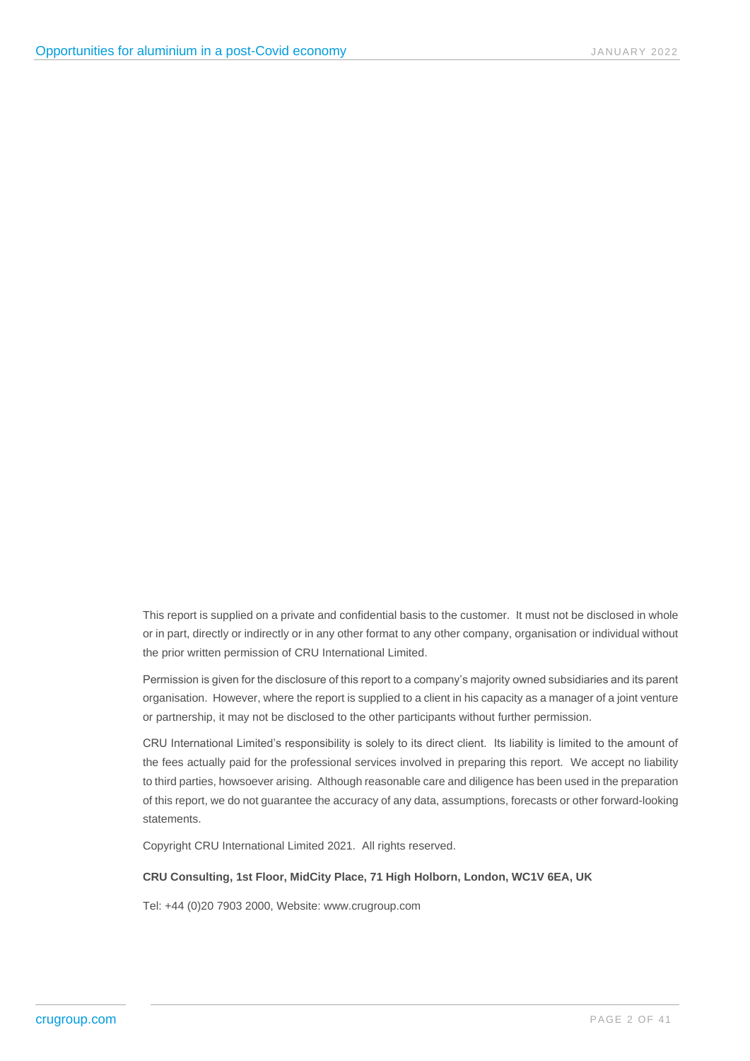This report is supplied on a private and confidential basis to the customer. It must not be disclosed in whole or in part, directly or indirectly or in any other format to any other company, organisation or individual without the prior written permission of CRU International Limited.

Permission is given for the disclosure of this report to a company's majority owned subsidiaries and its parent organisation. However, where the report is supplied to a client in his capacity as a manager of a joint venture or partnership, it may not be disclosed to the other participants without further permission.

CRU International Limited's responsibility is solely to its direct client. Its liability is limited to the amount of the fees actually paid for the professional services involved in preparing this report. We accept no liability to third parties, howsoever arising. Although reasonable care and diligence has been used in the preparation of this report, we do not guarantee the accuracy of any data, assumptions, forecasts or other forward-looking statements.

Copyright CRU International Limited 2021. All rights reserved.

**CRU Consulting, 1st Floor, MidCity Place, 71 High Holborn, London, WC1V 6EA, UK**

Tel: +44 (0)20 7903 2000, Website: www.crugroup.com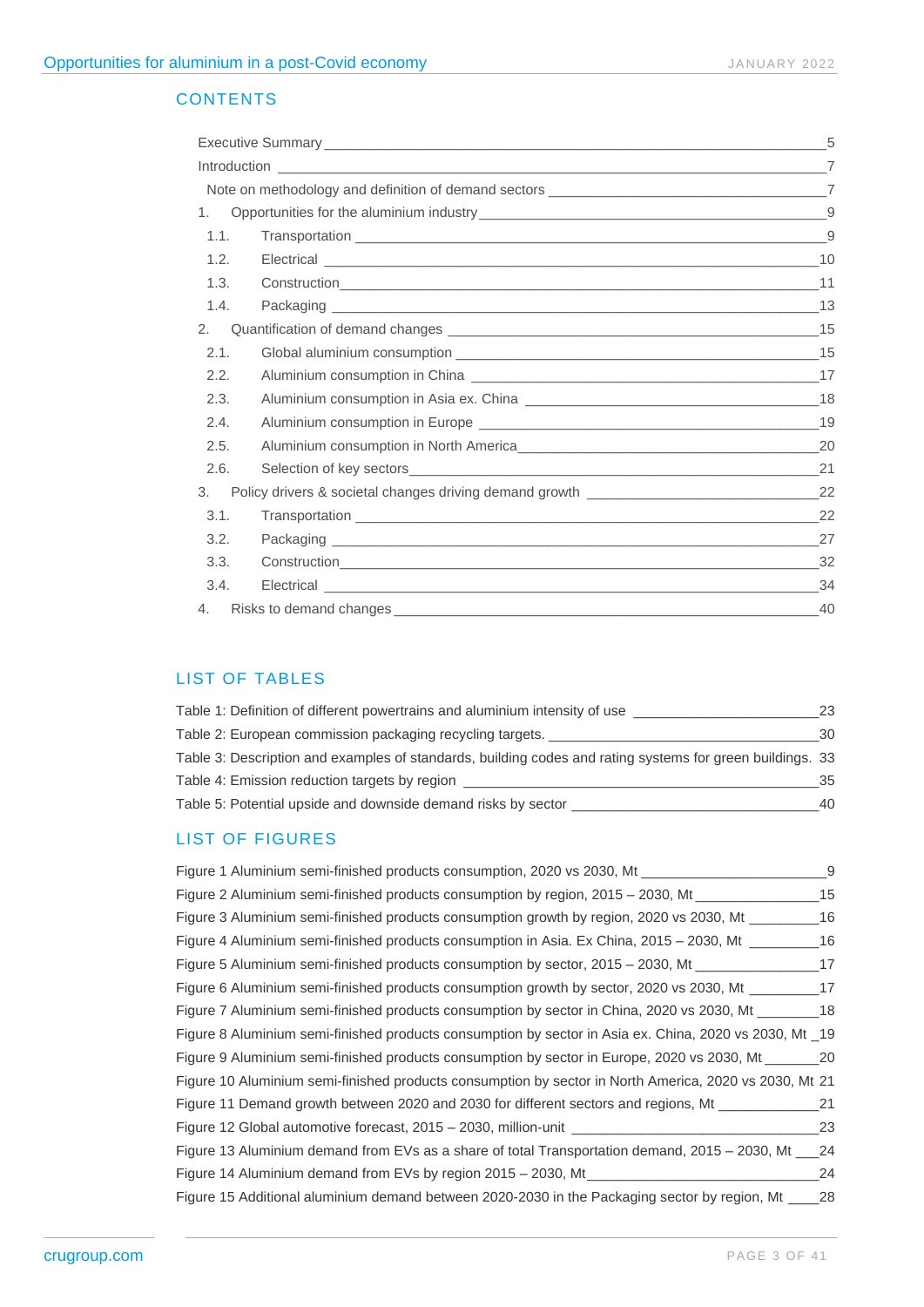## CONTENTS

Executive Summary ____ 5
Introduction ____ 7
Note on methodology and definition of demand sectors ____ 7
1. Opportunities for the aluminium industry ____ 9
1.1. Transportation ____ 9
1.2. Electrical ____ 10
1.3. Construction ____ 11
1.4. Packaging ____ 13
2. Quantification of demand changes ____ 15
2.1. Global aluminium consumption ____ 15
2.2. Aluminium consumption in China ____ 17
2.3. Aluminium consumption in Asia ex. China ____ 18
2.4. Aluminium consumption in Europe ____ 19
2.5. Aluminium consumption in North America ____ 20
2.6. Selection of key sectors ____ 21
3. Policy drivers & societal changes driving demand growth ____ 22
3.1. Transportation ____ 22
3.2. Packaging ____ 27
3.3. Construction ____ 32
3.4. Electrical ____ 34
4. Risks to demand changes ____ 40

## LIST OF TABLES

Table 1: Definition of different powertrains and aluminium intensity of use ____ 23
Table 2: European commission packaging recycling targets. ____ 30
Table 3: Description and examples of standards, building codes and rating systems for green buildings. 33
Table 4: Emission reduction targets by region ____ 35
Table 5: Potential upside and downside demand risks by sector ____ 40

## LIST OF FIGURES

Figure 1 Aluminium semi-finished products consumption, 2020 vs 2030, Mt ____ 9
Figure 2 Aluminium semi-finished products consumption by region, 2015 – 2030, Mt ____ 15
Figure 3 Aluminium semi-finished products consumption growth by region, 2020 vs 2030, Mt ____ 16
Figure 4 Aluminium semi-finished products consumption in Asia. Ex China, 2015 – 2030, Mt ____ 16
Figure 5 Aluminium semi-finished products consumption by sector, 2015 – 2030, Mt ____ 17
Figure 6 Aluminium semi-finished products consumption growth by sector, 2020 vs 2030, Mt ____ 17
Figure 7 Aluminium semi-finished products consumption by sector in China, 2020 vs 2030, Mt ____ 18
Figure 8 Aluminium semi-finished products consumption by sector in Asia ex. China, 2020 vs 2030, Mt ____ 19
Figure 9 Aluminium semi-finished products consumption by sector in Europe, 2020 vs 2030, Mt ____ 20
Figure 10 Aluminium semi-finished products consumption by sector in North America, 2020 vs 2030, Mt 21
Figure 11 Demand growth between 2020 and 2030 for different sectors and regions, Mt ____ 21
Figure 12 Global automotive forecast, 2015 – 2030, million-unit ____ 23
Figure 13 Aluminium demand from EVs as a share of total Transportation demand, 2015 – 2030, Mt ____ 24
Figure 14 Aluminium demand from EVs by region 2015 – 2030, Mt ____ 24
Figure 15 Additional aluminium demand between 2020-2030 in the Packaging sector by region, Mt ____ 28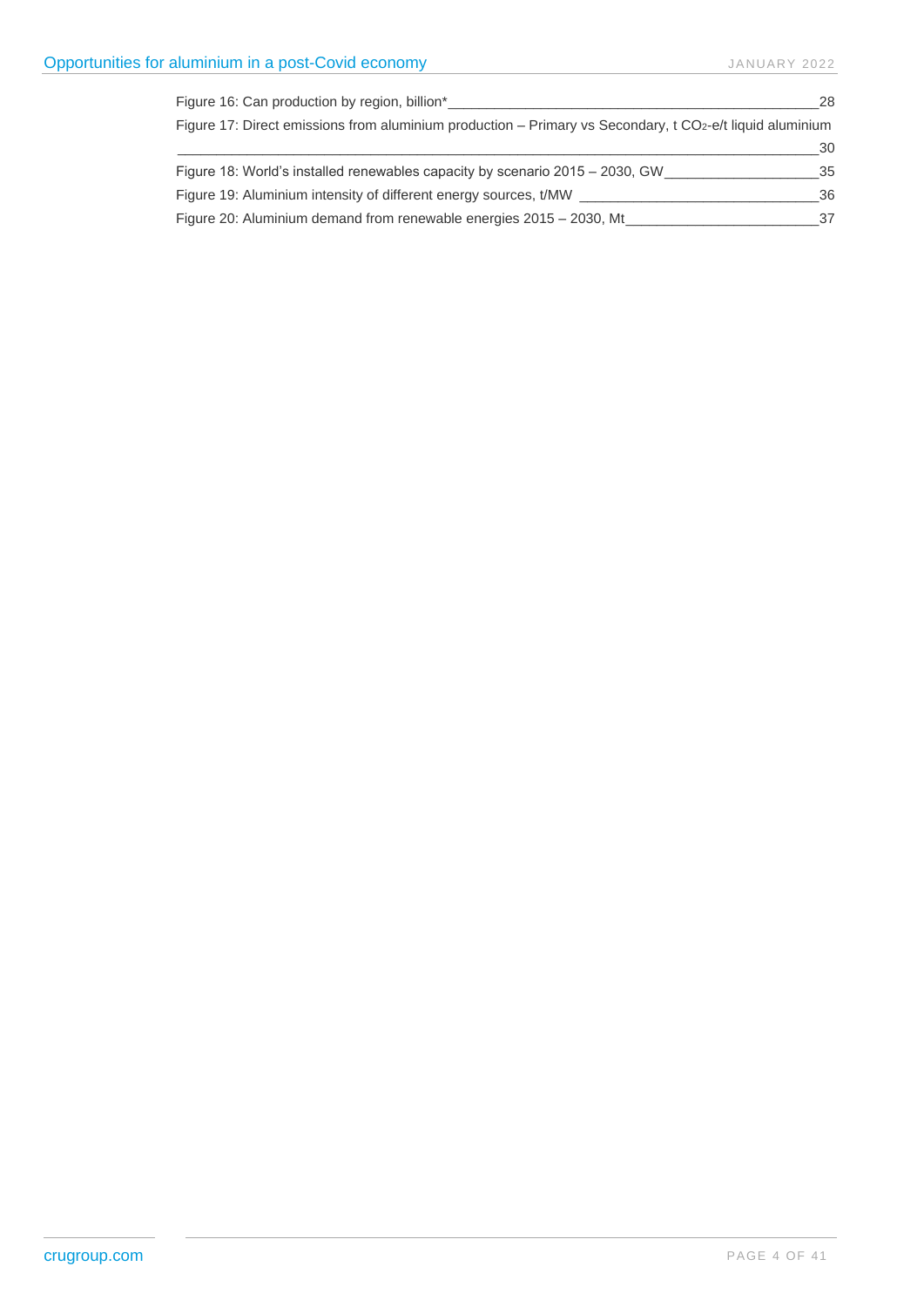Figure 16: Can production by region, billion* 28

Figure 17: Direct emissions from aluminium production – Primary vs Secondary, t $CO_2$-e/t liquid aluminium 30

Figure 18: World's installed renewables capacity by scenario 2015 – 2030, GW 35

Figure 19: Aluminium intensity of different energy sources, t/MW 36

Figure 20: Aluminium demand from renewable energies 2015 – 2030, Mt 37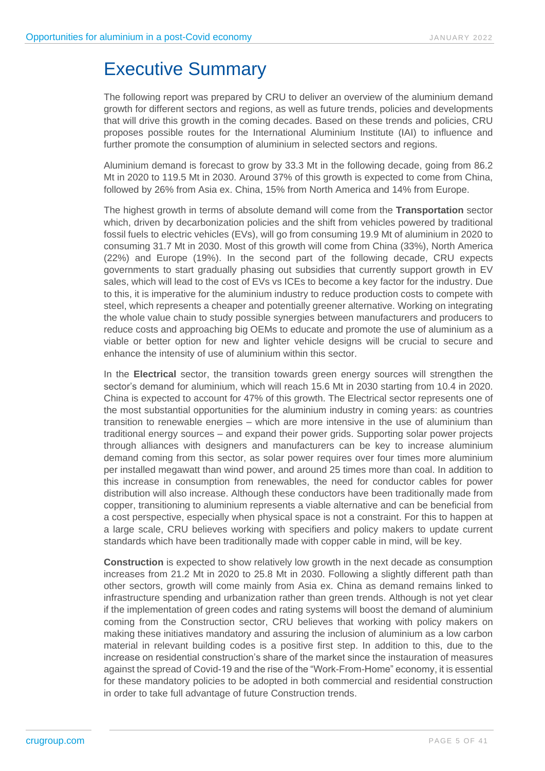# Executive Summary

The following report was prepared by CRU to deliver an overview of the aluminium demand growth for different sectors and regions, as well as future trends, policies and developments that will drive this growth in the coming decades. Based on these trends and policies, CRU proposes possible routes for the International Aluminium Institute (IAI) to influence and further promote the consumption of aluminium in selected sectors and regions.

Aluminium demand is forecast to grow by 33.3 Mt in the following decade, going from 86.2 Mt in 2020 to 119.5 Mt in 2030. Around 37% of this growth is expected to come from China, followed by 26% from Asia ex. China, 15% from North America and 14% from Europe.

The highest growth in terms of absolute demand will come from the **Transportation** sector which, driven by decarbonization policies and the shift from vehicles powered by traditional fossil fuels to electric vehicles (EVs), will go from consuming 19.9 Mt of aluminium in 2020 to consuming 31.7 Mt in 2030. Most of this growth will come from China (33%), North America (22%) and Europe (19%). In the second part of the following decade, CRU expects governments to start gradually phasing out subsidies that currently support growth in EV sales, which will lead to the cost of EVs vs ICEs to become a key factor for the industry. Due to this, it is imperative for the aluminium industry to reduce production costs to compete with steel, which represents a cheaper and potentially greener alternative. Working on integrating the whole value chain to study possible synergies between manufacturers and producers to reduce costs and approaching big OEMs to educate and promote the use of aluminium as a viable or better option for new and lighter vehicle designs will be crucial to secure and enhance the intensity of use of aluminium within this sector.

In the **Electrical** sector, the transition towards green energy sources will strengthen the sector's demand for aluminium, which will reach 15.6 Mt in 2030 starting from 10.4 in 2020. China is expected to account for 47% of this growth. The Electrical sector represents one of the most substantial opportunities for the aluminium industry in coming years: as countries transition to renewable energies – which are more intensive in the use of aluminium than traditional energy sources – and expand their power grids. Supporting solar power projects through alliances with designers and manufacturers can be key to increase aluminium demand coming from this sector, as solar power requires over four times more aluminium per installed megawatt than wind power, and around 25 times more than coal. In addition to this increase in consumption from renewables, the need for conductor cables for power distribution will also increase. Although these conductors have been traditionally made from copper, transitioning to aluminium represents a viable alternative and can be beneficial from a cost perspective, especially when physical space is not a constraint. For this to happen at a large scale, CRU believes working with specifiers and policy makers to update current standards which have been traditionally made with copper cable in mind, will be key.

**Construction** is expected to show relatively low growth in the next decade as consumption increases from 21.2 Mt in 2020 to 25.8 Mt in 2030. Following a slightly different path than other sectors, growth will come mainly from Asia ex. China as demand remains linked to infrastructure spending and urbanization rather than green trends. Although is not yet clear if the implementation of green codes and rating systems will boost the demand of aluminium coming from the Construction sector, CRU believes that working with policy makers on making these initiatives mandatory and assuring the inclusion of aluminium as a low carbon material in relevant building codes is a positive first step. In addition to this, due to the increase on residential construction's share of the market since the instauration of measures against the spread of Covid-19 and the rise of the "Work-From-Home" economy, it is essential for these mandatory policies to be adopted in both commercial and residential construction in order to take full advantage of future Construction trends.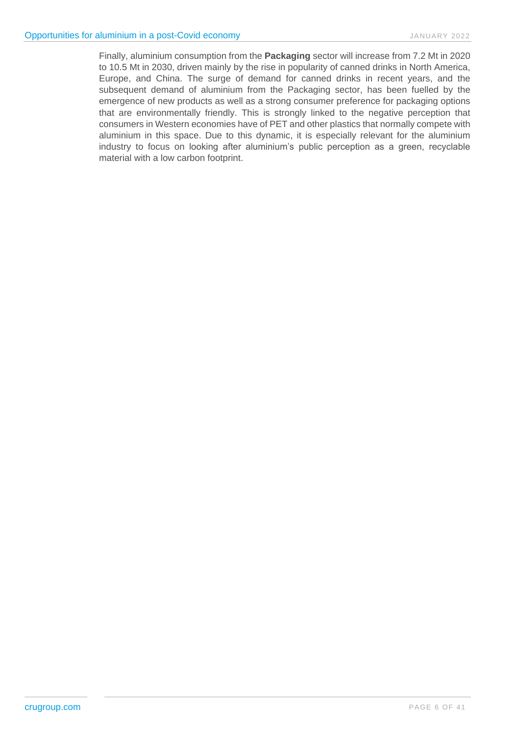Finally, aluminium consumption from the **Packaging** sector will increase from 7.2 Mt in 2020 to 10.5 Mt in 2030, driven mainly by the rise in popularity of canned drinks in North America, Europe, and China. The surge of demand for canned drinks in recent years, and the subsequent demand of aluminium from the Packaging sector, has been fuelled by the emergence of new products as well as a strong consumer preference for packaging options that are environmentally friendly. This is strongly linked to the negative perception that consumers in Western economies have of PET and other plastics that normally compete with aluminium in this space. Due to this dynamic, it is especially relevant for the aluminium industry to focus on looking after aluminium's public perception as a green, recyclable material with a low carbon footprint.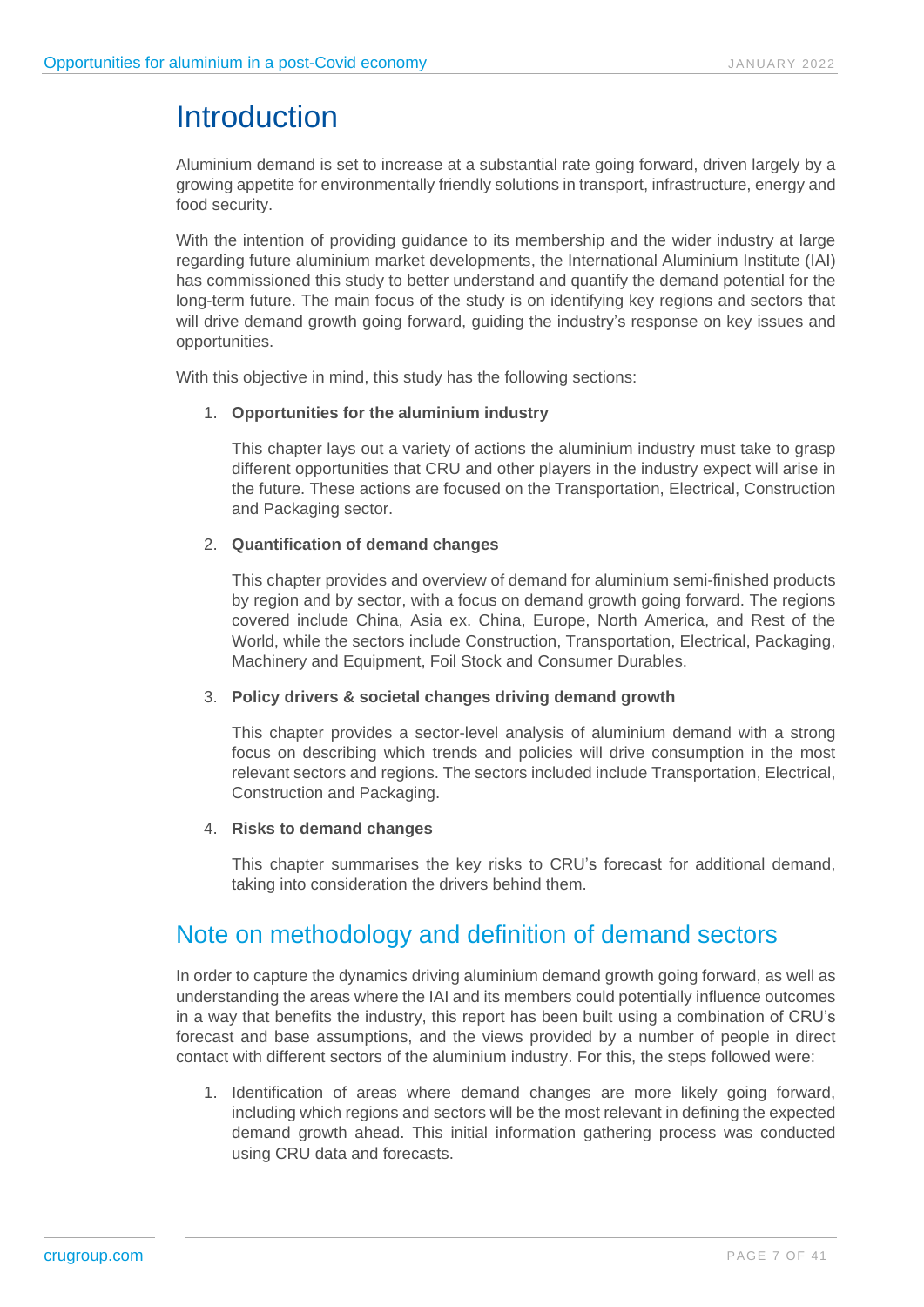# Introduction

Aluminium demand is set to increase at a substantial rate going forward, driven largely by a growing appetite for environmentally friendly solutions in transport, infrastructure, energy and food security.

With the intention of providing guidance to its membership and the wider industry at large regarding future aluminium market developments, the International Aluminium Institute (IAI) has commissioned this study to better understand and quantify the demand potential for the long-term future. The main focus of the study is on identifying key regions and sectors that will drive demand growth going forward, guiding the industry's response on key issues and opportunities.

With this objective in mind, this study has the following sections:

1. **Opportunities for the aluminium industry**

   This chapter lays out a variety of actions the aluminium industry must take to grasp different opportunities that CRU and other players in the industry expect will arise in the future. These actions are focused on the Transportation, Electrical, Construction and Packaging sector.

2. **Quantification of demand changes**

   This chapter provides and overview of demand for aluminium semi-finished products by region and by sector, with a focus on demand growth going forward. The regions covered include China, Asia ex. China, Europe, North America, and Rest of the World, while the sectors include Construction, Transportation, Electrical, Packaging, Machinery and Equipment, Foil Stock and Consumer Durables.

3. **Policy drivers & societal changes driving demand growth**

   This chapter provides a sector-level analysis of aluminium demand with a strong focus on describing which trends and policies will drive consumption in the most relevant sectors and regions. The sectors included include Transportation, Electrical, Construction and Packaging.

4. **Risks to demand changes**

   This chapter summarises the key risks to CRU's forecast for additional demand, taking into consideration the drivers behind them.

## Note on methodology and definition of demand sectors

In order to capture the dynamics driving aluminium demand growth going forward, as well as understanding the areas where the IAI and its members could potentially influence outcomes in a way that benefits the industry, this report has been built using a combination of CRU's forecast and base assumptions, and the views provided by a number of people in direct contact with different sectors of the aluminium industry. For this, the steps followed were:

1. Identification of areas where demand changes are more likely going forward, including which regions and sectors will be the most relevant in defining the expected demand growth ahead. This initial information gathering process was conducted using CRU data and forecasts.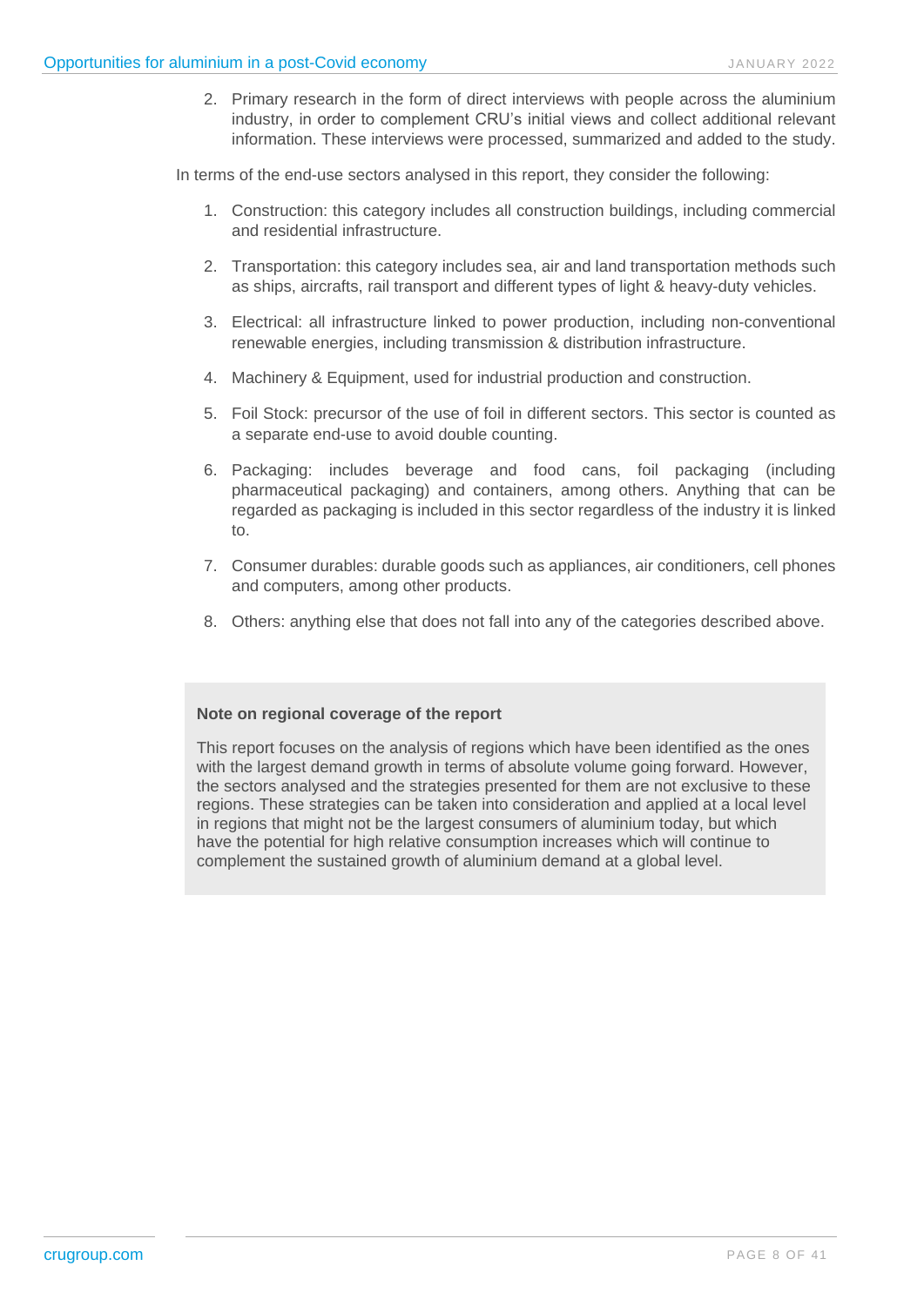2. Primary research in the form of direct interviews with people across the aluminium industry, in order to complement CRU's initial views and collect additional relevant information. These interviews were processed, summarized and added to the study.

In terms of the end-use sectors analysed in this report, they consider the following:

1. Construction: this category includes all construction buildings, including commercial and residential infrastructure.
2. Transportation: this category includes sea, air and land transportation methods such as ships, aircrafts, rail transport and different types of light & heavy-duty vehicles.
3. Electrical: all infrastructure linked to power production, including non-conventional renewable energies, including transmission & distribution infrastructure.
4. Machinery & Equipment, used for industrial production and construction.
5. Foil Stock: precursor of the use of foil in different sectors. This sector is counted as a separate end-use to avoid double counting.
6. Packaging: includes beverage and food cans, foil packaging (including pharmaceutical packaging) and containers, among others. Anything that can be regarded as packaging is included in this sector regardless of the industry it is linked to.
7. Consumer durables: durable goods such as appliances, air conditioners, cell phones and computers, among other products.
8. Others: anything else that does not fall into any of the categories described above.

**Note on regional coverage of the report**

This report focuses on the analysis of regions which have been identified as the ones with the largest demand growth in terms of absolute volume going forward. However, the sectors analysed and the strategies presented for them are not exclusive to these regions. These strategies can be taken into consideration and applied at a local level in regions that might not be the largest consumers of aluminium today, but which have the potential for high relative consumption increases which will continue to complement the sustained growth of aluminium demand at a global level.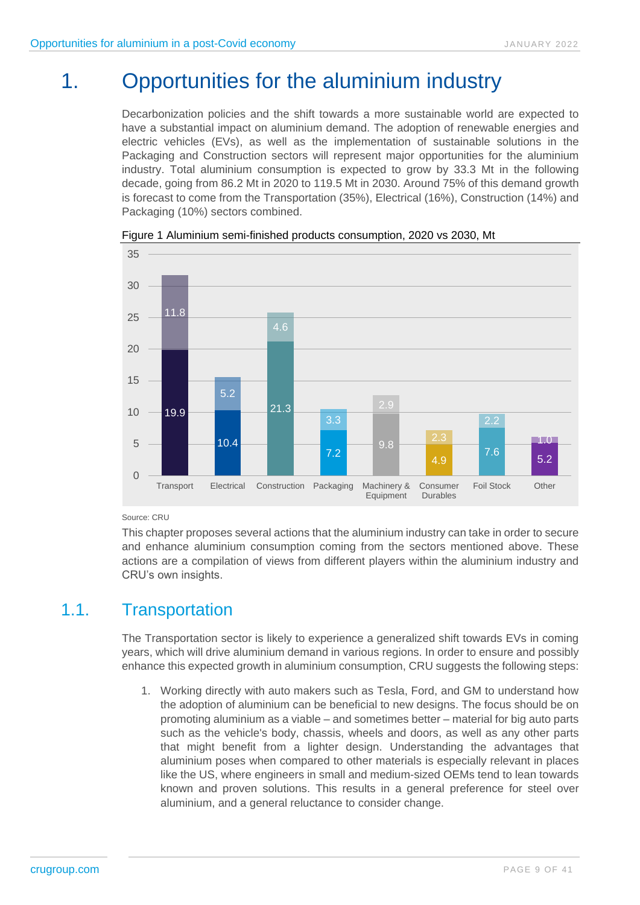# 1. Opportunities for the aluminium industry

Decarbonization policies and the shift towards a more sustainable world are expected to have a substantial impact on aluminium demand. The adoption of renewable energies and electric vehicles (EVs), as well as the implementation of sustainable solutions in the Packaging and Construction sectors will represent major opportunities for the aluminium industry. Total aluminium consumption is expected to grow by 33.3 Mt in the following decade, going from 86.2 Mt in 2020 to 119.5 Mt in 2030. Around 75% of this demand growth is forecast to come from the Transportation (35%), Electrical (16%), Construction (14%) and Packaging (10%) sectors combined.

Figure 1 Aluminium semi-finished products consumption, 2020 vs 2030, Mt

| Sector | 2020 | Growth to 2030 |
|---|---|---|
| Transport | 19.9 | 11.8 |
| Electrical | 10.4 | 5.2 |
| Construction | 21.3 | 4.6 |
| Packaging | 7.2 | 3.3 |
| Machinery & Equipment | 9.8 | 2.9 |
| Consumer Durables | 4.9 | 2.3 |
| Foil Stock | 7.6 | 2.2 |
| Other | 5.2 | 1.0 |

Source: CRU

This chapter proposes several actions that the aluminium industry can take in order to secure and enhance aluminium consumption coming from the sectors mentioned above. These actions are a compilation of views from different players within the aluminium industry and CRU's own insights.

## 1.1. Transportation

The Transportation sector is likely to experience a generalized shift towards EVs in coming years, which will drive aluminium demand in various regions. In order to ensure and possibly enhance this expected growth in aluminium consumption, CRU suggests the following steps:

1. Working directly with auto makers such as Tesla, Ford, and GM to understand how the adoption of aluminium can be beneficial to new designs. The focus should be on promoting aluminium as a viable – and sometimes better – material for big auto parts such as the vehicle's body, chassis, wheels and doors, as well as any other parts that might benefit from a lighter design. Understanding the advantages that aluminium poses when compared to other materials is especially relevant in places like the US, where engineers in small and medium-sized OEMs tend to lean towards known and proven solutions. This results in a general preference for steel over aluminium, and a general reluctance to consider change.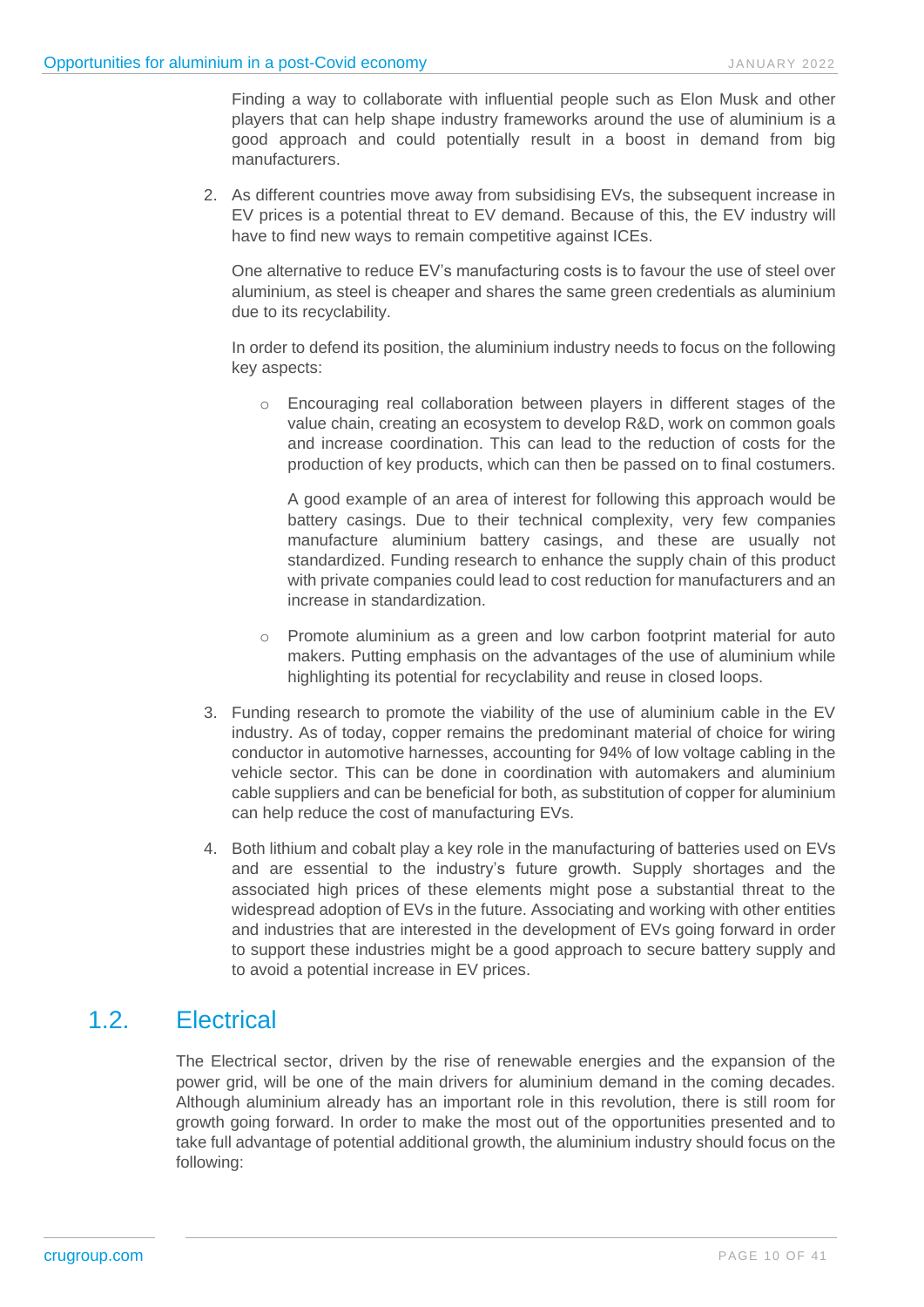Finding a way to collaborate with influential people such as Elon Musk and other players that can help shape industry frameworks around the use of aluminium is a good approach and could potentially result in a boost in demand from big manufacturers.

2. As different countries move away from subsidising EVs, the subsequent increase in EV prices is a potential threat to EV demand. Because of this, the EV industry will have to find new ways to remain competitive against ICEs.

   One alternative to reduce EV's manufacturing costs is to favour the use of steel over aluminium, as steel is cheaper and shares the same green credentials as aluminium due to its recyclability.

   In order to defend its position, the aluminium industry needs to focus on the following key aspects:

   - Encouraging real collaboration between players in different stages of the value chain, creating an ecosystem to develop R&D, work on common goals and increase coordination. This can lead to the reduction of costs for the production of key products, which can then be passed on to final costumers.

     A good example of an area of interest for following this approach would be battery casings. Due to their technical complexity, very few companies manufacture aluminium battery casings, and these are usually not standardized. Funding research to enhance the supply chain of this product with private companies could lead to cost reduction for manufacturers and an increase in standardization.

   - Promote aluminium as a green and low carbon footprint material for auto makers. Putting emphasis on the advantages of the use of aluminium while highlighting its potential for recyclability and reuse in closed loops.

3. Funding research to promote the viability of the use of aluminium cable in the EV industry. As of today, copper remains the predominant material of choice for wiring conductor in automotive harnesses, accounting for 94% of low voltage cabling in the vehicle sector. This can be done in coordination with automakers and aluminium cable suppliers and can be beneficial for both, as substitution of copper for aluminium can help reduce the cost of manufacturing EVs.

4. Both lithium and cobalt play a key role in the manufacturing of batteries used on EVs and are essential to the industry's future growth. Supply shortages and the associated high prices of these elements might pose a substantial threat to the widespread adoption of EVs in the future. Associating and working with other entities and industries that are interested in the development of EVs going forward in order to support these industries might be a good approach to secure battery supply and to avoid a potential increase in EV prices.

## 1.2. Electrical

The Electrical sector, driven by the rise of renewable energies and the expansion of the power grid, will be one of the main drivers for aluminium demand in the coming decades. Although aluminium already has an important role in this revolution, there is still room for growth going forward. In order to make the most out of the opportunities presented and to take full advantage of potential additional growth, the aluminium industry should focus on the following: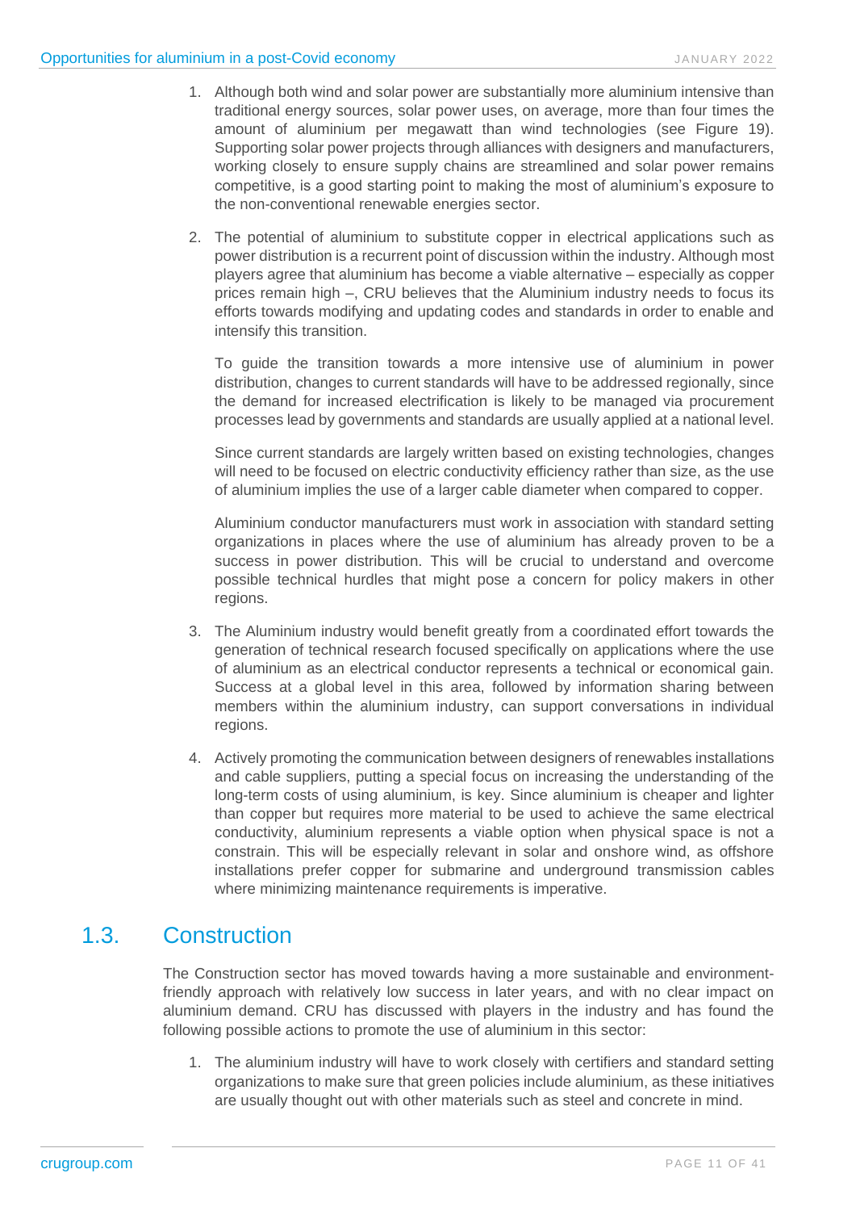1. Although both wind and solar power are substantially more aluminium intensive than traditional energy sources, solar power uses, on average, more than four times the amount of aluminium per megawatt than wind technologies (see Figure 19). Supporting solar power projects through alliances with designers and manufacturers, working closely to ensure supply chains are streamlined and solar power remains competitive, is a good starting point to making the most of aluminium's exposure to the non-conventional renewable energies sector.

2. The potential of aluminium to substitute copper in electrical applications such as power distribution is a recurrent point of discussion within the industry. Although most players agree that aluminium has become a viable alternative – especially as copper prices remain high –, CRU believes that the Aluminium industry needs to focus its efforts towards modifying and updating codes and standards in order to enable and intensify this transition.

   To guide the transition towards a more intensive use of aluminium in power distribution, changes to current standards will have to be addressed regionally, since the demand for increased electrification is likely to be managed via procurement processes lead by governments and standards are usually applied at a national level.

   Since current standards are largely written based on existing technologies, changes will need to be focused on electric conductivity efficiency rather than size, as the use of aluminium implies the use of a larger cable diameter when compared to copper.

   Aluminium conductor manufacturers must work in association with standard setting organizations in places where the use of aluminium has already proven to be a success in power distribution. This will be crucial to understand and overcome possible technical hurdles that might pose a concern for policy makers in other regions.

3. The Aluminium industry would benefit greatly from a coordinated effort towards the generation of technical research focused specifically on applications where the use of aluminium as an electrical conductor represents a technical or economical gain. Success at a global level in this area, followed by information sharing between members within the aluminium industry, can support conversations in individual regions.

4. Actively promoting the communication between designers of renewables installations and cable suppliers, putting a special focus on increasing the understanding of the long-term costs of using aluminium, is key. Since aluminium is cheaper and lighter than copper but requires more material to be used to achieve the same electrical conductivity, aluminium represents a viable option when physical space is not a constrain. This will be especially relevant in solar and onshore wind, as offshore installations prefer copper for submarine and underground transmission cables where minimizing maintenance requirements is imperative.

## 1.3. Construction

The Construction sector has moved towards having a more sustainable and environment-friendly approach with relatively low success in later years, and with no clear impact on aluminium demand. CRU has discussed with players in the industry and has found the following possible actions to promote the use of aluminium in this sector:

1. The aluminium industry will have to work closely with certifiers and standard setting organizations to make sure that green policies include aluminium, as these initiatives are usually thought out with other materials such as steel and concrete in mind.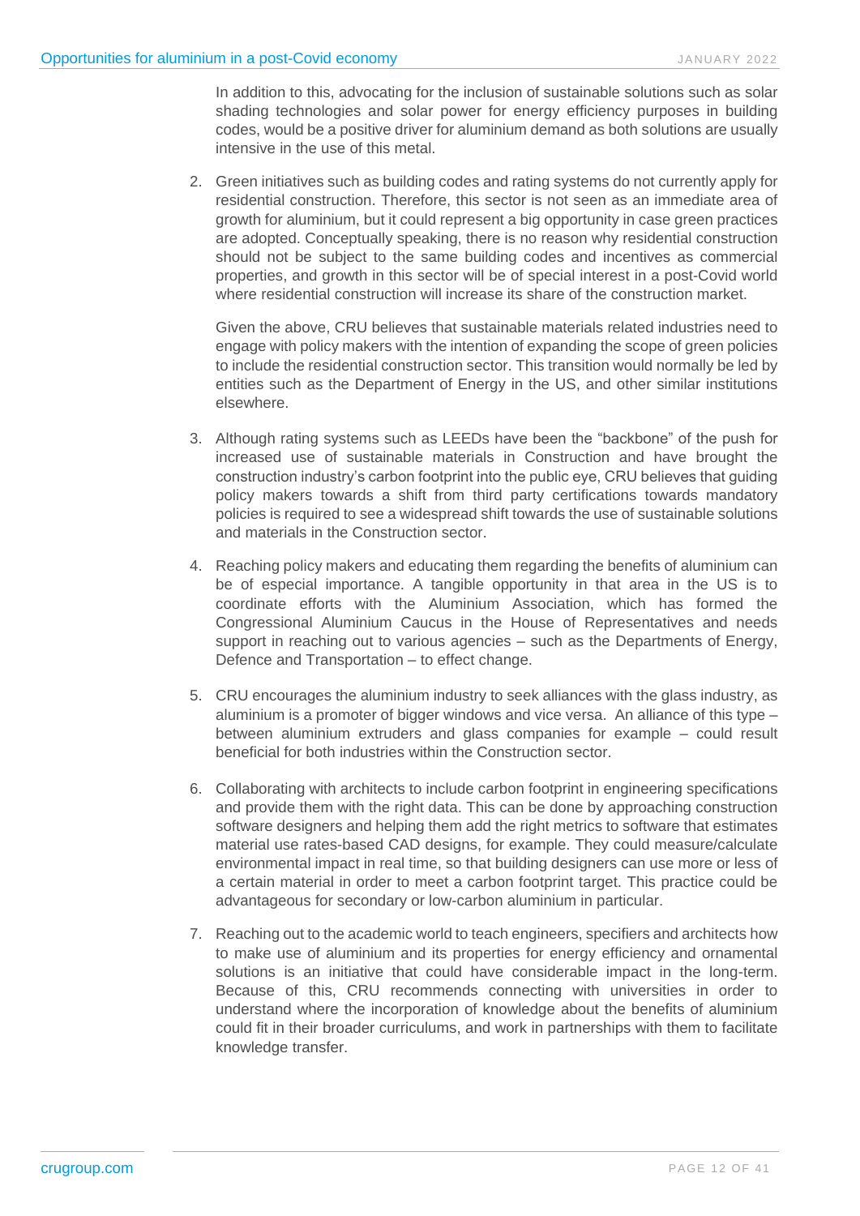In addition to this, advocating for the inclusion of sustainable solutions such as solar shading technologies and solar power for energy efficiency purposes in building codes, would be a positive driver for aluminium demand as both solutions are usually intensive in the use of this metal.

2. Green initiatives such as building codes and rating systems do not currently apply for residential construction. Therefore, this sector is not seen as an immediate area of growth for aluminium, but it could represent a big opportunity in case green practices are adopted. Conceptually speaking, there is no reason why residential construction should not be subject to the same building codes and incentives as commercial properties, and growth in this sector will be of special interest in a post-Covid world where residential construction will increase its share of the construction market.

   Given the above, CRU believes that sustainable materials related industries need to engage with policy makers with the intention of expanding the scope of green policies to include the residential construction sector. This transition would normally be led by entities such as the Department of Energy in the US, and other similar institutions elsewhere.

3. Although rating systems such as LEEDs have been the "backbone" of the push for increased use of sustainable materials in Construction and have brought the construction industry's carbon footprint into the public eye, CRU believes that guiding policy makers towards a shift from third party certifications towards mandatory policies is required to see a widespread shift towards the use of sustainable solutions and materials in the Construction sector.

4. Reaching policy makers and educating them regarding the benefits of aluminium can be of especial importance. A tangible opportunity in that area in the US is to coordinate efforts with the Aluminium Association, which has formed the Congressional Aluminium Caucus in the House of Representatives and needs support in reaching out to various agencies – such as the Departments of Energy, Defence and Transportation – to effect change.

5. CRU encourages the aluminium industry to seek alliances with the glass industry, as aluminium is a promoter of bigger windows and vice versa. An alliance of this type – between aluminium extruders and glass companies for example – could result beneficial for both industries within the Construction sector.

6. Collaborating with architects to include carbon footprint in engineering specifications and provide them with the right data. This can be done by approaching construction software designers and helping them add the right metrics to software that estimates material use rates-based CAD designs, for example. They could measure/calculate environmental impact in real time, so that building designers can use more or less of a certain material in order to meet a carbon footprint target. This practice could be advantageous for secondary or low-carbon aluminium in particular.

7. Reaching out to the academic world to teach engineers, specifiers and architects how to make use of aluminium and its properties for energy efficiency and ornamental solutions is an initiative that could have considerable impact in the long-term. Because of this, CRU recommends connecting with universities in order to understand where the incorporation of knowledge about the benefits of aluminium could fit in their broader curriculums, and work in partnerships with them to facilitate knowledge transfer.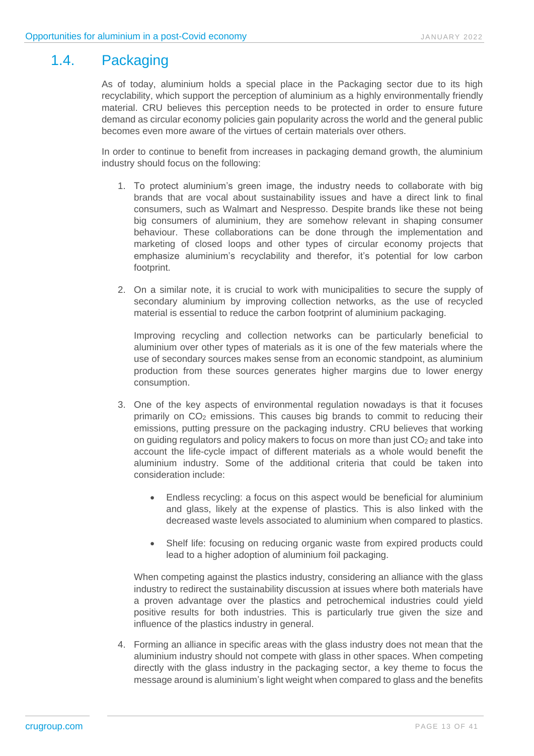## 1.4. Packaging

As of today, aluminium holds a special place in the Packaging sector due to its high recyclability, which support the perception of aluminium as a highly environmentally friendly material. CRU believes this perception needs to be protected in order to ensure future demand as circular economy policies gain popularity across the world and the general public becomes even more aware of the virtues of certain materials over others.

In order to continue to benefit from increases in packaging demand growth, the aluminium industry should focus on the following:

1. To protect aluminium's green image, the industry needs to collaborate with big brands that are vocal about sustainability issues and have a direct link to final consumers, such as Walmart and Nespresso. Despite brands like these not being big consumers of aluminium, they are somehow relevant in shaping consumer behaviour. These collaborations can be done through the implementation and marketing of closed loops and other types of circular economy projects that emphasize aluminium's recyclability and therefor, it's potential for low carbon footprint.

2. On a similar note, it is crucial to work with municipalities to secure the supply of secondary aluminium by improving collection networks, as the use of recycled material is essential to reduce the carbon footprint of aluminium packaging.

   Improving recycling and collection networks can be particularly beneficial to aluminium over other types of materials as it is one of the few materials where the use of secondary sources makes sense from an economic standpoint, as aluminium production from these sources generates higher margins due to lower energy consumption.

3. One of the key aspects of environmental regulation nowadays is that it focuses primarily on $CO_2$ emissions. This causes big brands to commit to reducing their emissions, putting pressure on the packaging industry. CRU believes that working on guiding regulators and policy makers to focus on more than just $CO_2$ and take into account the life-cycle impact of different materials as a whole would benefit the aluminium industry. Some of the additional criteria that could be taken into consideration include:

   - Endless recycling: a focus on this aspect would be beneficial for aluminium and glass, likely at the expense of plastics. This is also linked with the decreased waste levels associated to aluminium when compared to plastics.

   - Shelf life: focusing on reducing organic waste from expired products could lead to a higher adoption of aluminium foil packaging.

   When competing against the plastics industry, considering an alliance with the glass industry to redirect the sustainability discussion at issues where both materials have a proven advantage over the plastics and petrochemical industries could yield positive results for both industries. This is particularly true given the size and influence of the plastics industry in general.

4. Forming an alliance in specific areas with the glass industry does not mean that the aluminium industry should not compete with glass in other spaces. When competing directly with the glass industry in the packaging sector, a key theme to focus the message around is aluminium's light weight when compared to glass and the benefits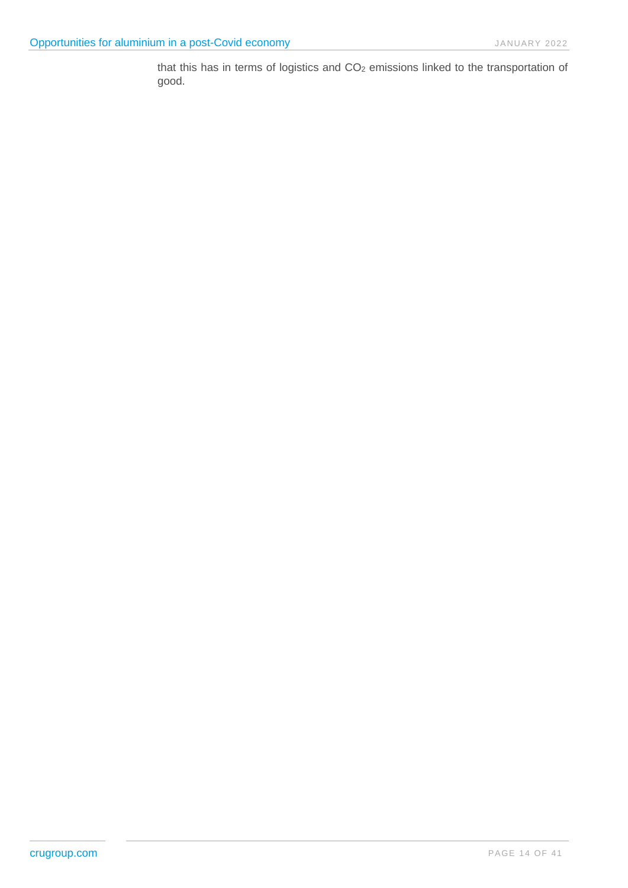that this has in terms of logistics and $CO_2$ emissions linked to the transportation of good.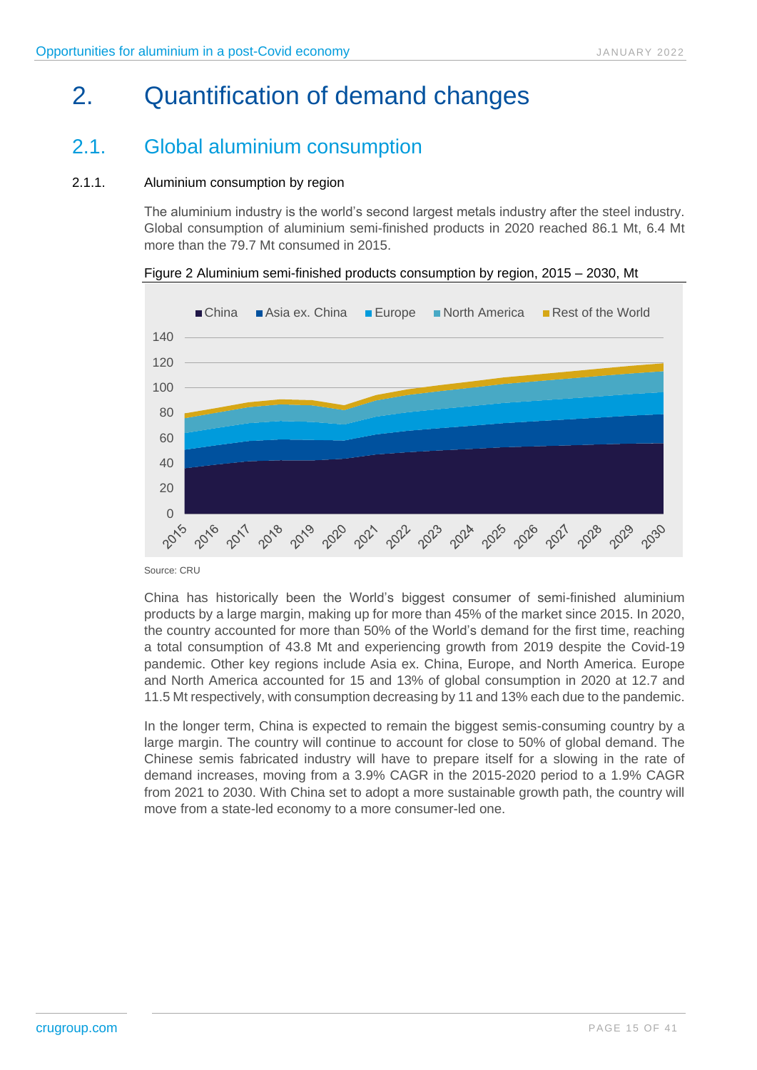# 2. Quantification of demand changes

## 2.1. Global aluminium consumption

### 2.1.1. Aluminium consumption by region

The aluminium industry is the world's second largest metals industry after the steel industry. Global consumption of aluminium semi-finished products in 2020 reached 86.1 Mt, 6.4 Mt more than the 79.7 Mt consumed in 2015.

Figure 2 Aluminium semi-finished products consumption by region, 2015 – 2030, Mt

Source: CRU

China has historically been the World's biggest consumer of semi-finished aluminium products by a large margin, making up for more than 45% of the market since 2015. In 2020, the country accounted for more than 50% of the World's demand for the first time, reaching a total consumption of 43.8 Mt and experiencing growth from 2019 despite the Covid-19 pandemic. Other key regions include Asia ex. China, Europe, and North America. Europe and North America accounted for 15 and 13% of global consumption in 2020 at 12.7 and 11.5 Mt respectively, with consumption decreasing by 11 and 13% each due to the pandemic.

In the longer term, China is expected to remain the biggest semis-consuming country by a large margin. The country will continue to account for close to 50% of global demand. The Chinese semis fabricated industry will have to prepare itself for a slowing in the rate of demand increases, moving from a 3.9% CAGR in the 2015-2020 period to a 1.9% CAGR from 2021 to 2030. With China set to adopt a more sustainable growth path, the country will move from a state-led economy to a more consumer-led one.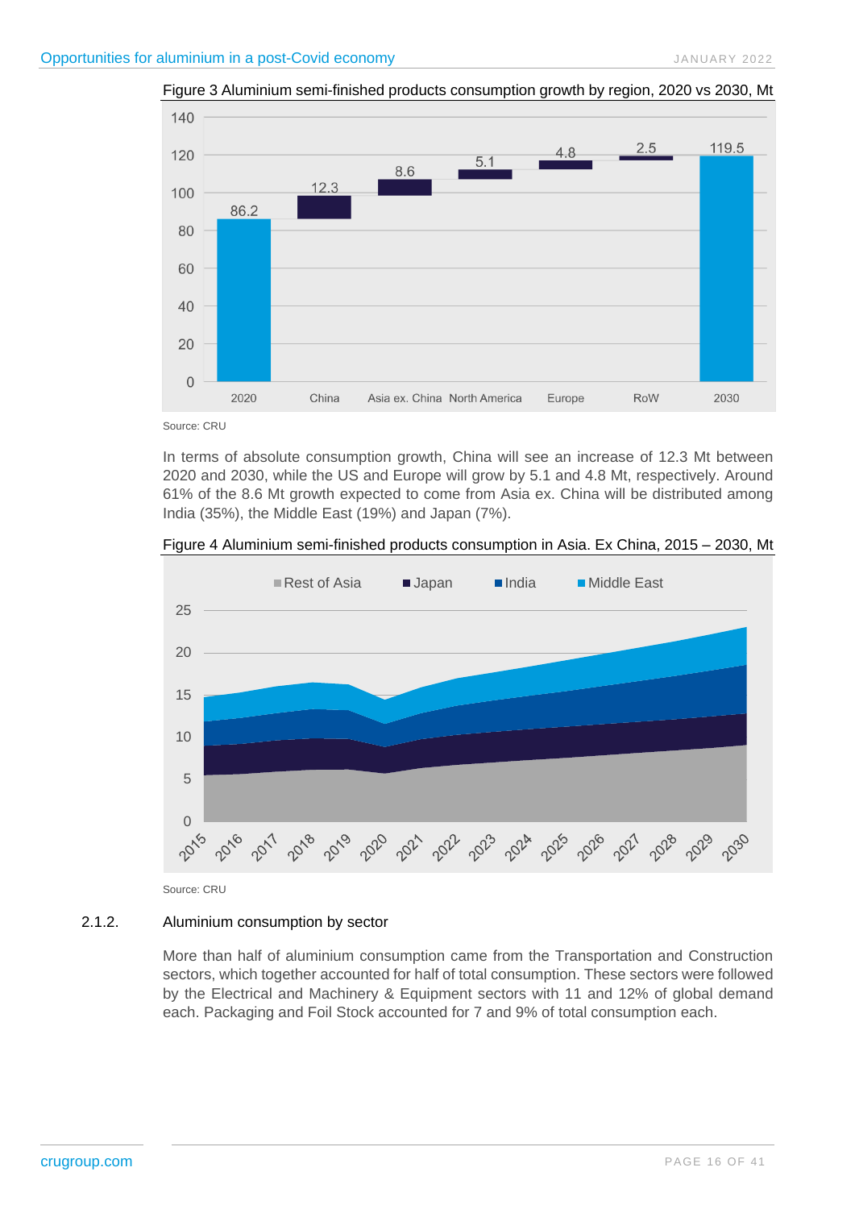Figure 3 Aluminium semi-finished products consumption growth by region, 2020 vs 2030, Mt

Source: CRU

In terms of absolute consumption growth, China will see an increase of 12.3 Mt between 2020 and 2030, while the US and Europe will grow by 5.1 and 4.8 Mt, respectively. Around 61% of the 8.6 Mt growth expected to come from Asia ex. China will be distributed among India (35%), the Middle East (19%) and Japan (7%).

Figure 4 Aluminium semi-finished products consumption in Asia. Ex China, 2015 – 2030, Mt

Source: CRU

### 2.1.2. Aluminium consumption by sector

More than half of aluminium consumption came from the Transportation and Construction sectors, which together accounted for half of total consumption. These sectors were followed by the Electrical and Machinery & Equipment sectors with 11 and 12% of global demand each. Packaging and Foil Stock accounted for 7 and 9% of total consumption each.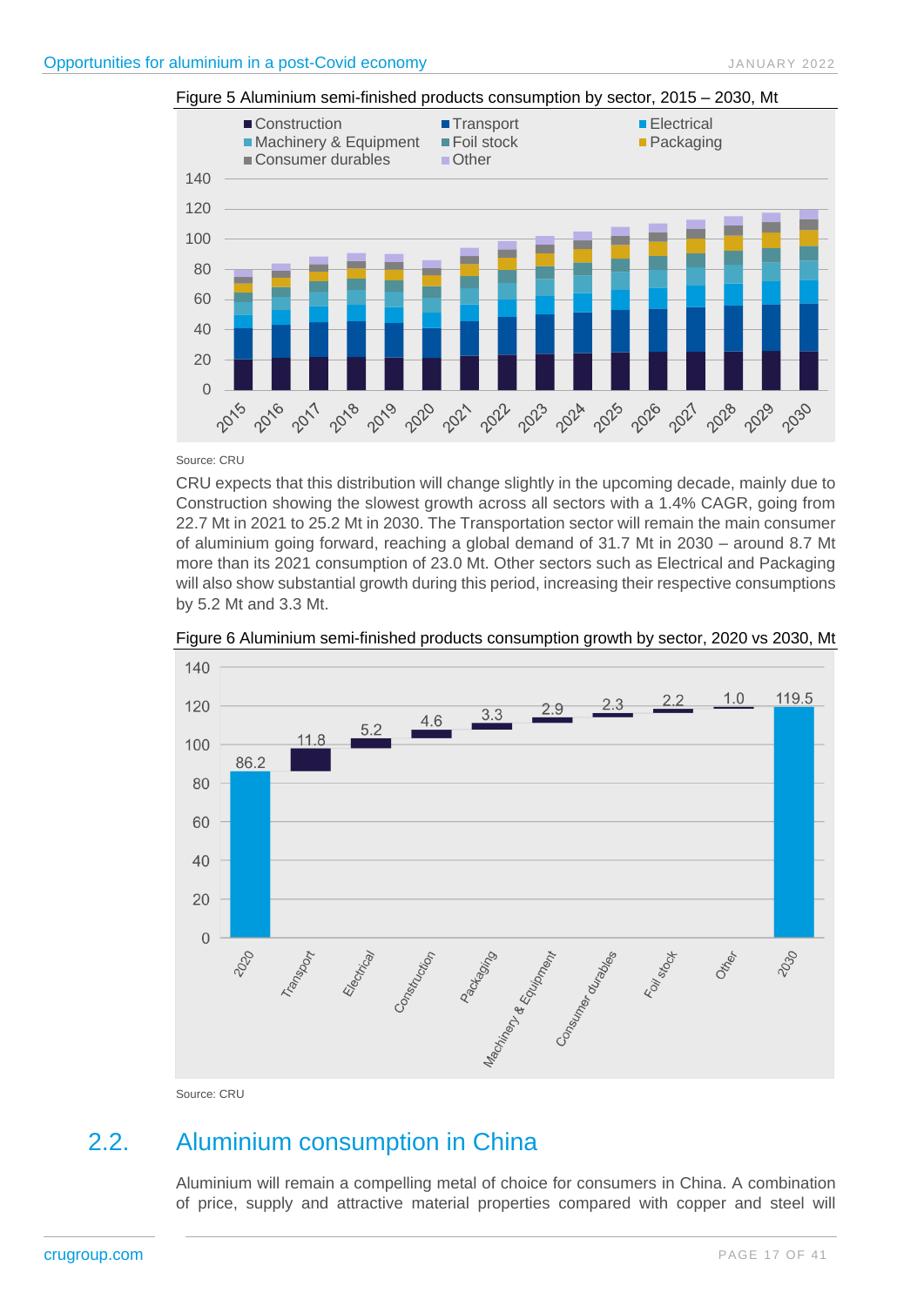Figure 5 Aluminium semi-finished products consumption by sector, 2015 – 2030, Mt

Source: CRU

CRU expects that this distribution will change slightly in the upcoming decade, mainly due to Construction showing the slowest growth across all sectors with a 1.4% CAGR, going from 22.7 Mt in 2021 to 25.2 Mt in 2030. The Transportation sector will remain the main consumer of aluminium going forward, reaching a global demand of 31.7 Mt in 2030 – around 8.7 Mt more than its 2021 consumption of 23.0 Mt. Other sectors such as Electrical and Packaging will also show substantial growth during this period, increasing their respective consumptions by 5.2 Mt and 3.3 Mt.

Figure 6 Aluminium semi-finished products consumption growth by sector, 2020 vs 2030, Mt

Source: CRU

## 2.2. Aluminium consumption in China

Aluminium will remain a compelling metal of choice for consumers in China. A combination of price, supply and attractive material properties compared with copper and steel will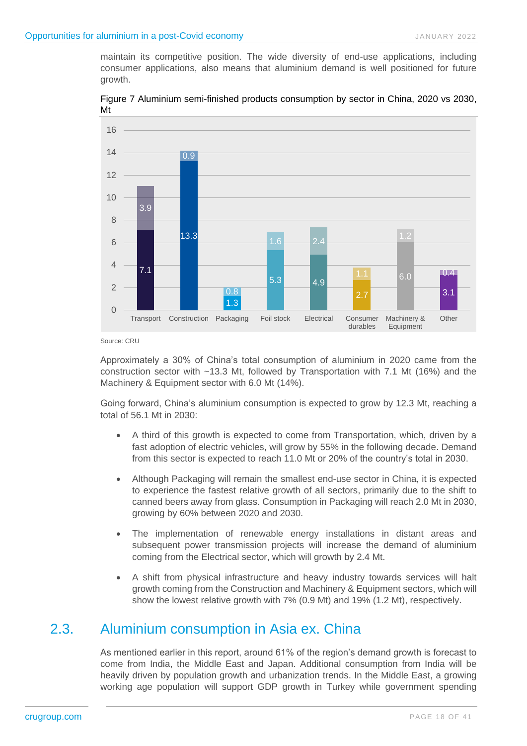maintain its competitive position. The wide diversity of end-use applications, including consumer applications, also means that aluminium demand is well positioned for future growth.

Figure 7 Aluminium semi-finished products consumption by sector in China, 2020 vs 2030, Mt

Source: CRU

Approximately a 30% of China's total consumption of aluminium in 2020 came from the construction sector with ~13.3 Mt, followed by Transportation with 7.1 Mt (16%) and the Machinery & Equipment sector with 6.0 Mt (14%).

Going forward, China's aluminium consumption is expected to grow by 12.3 Mt, reaching a total of 56.1 Mt in 2030:

- A third of this growth is expected to come from Transportation, which, driven by a fast adoption of electric vehicles, will grow by 55% in the following decade. Demand from this sector is expected to reach 11.0 Mt or 20% of the country's total in 2030.
- Although Packaging will remain the smallest end-use sector in China, it is expected to experience the fastest relative growth of all sectors, primarily due to the shift to canned beers away from glass. Consumption in Packaging will reach 2.0 Mt in 2030, growing by 60% between 2020 and 2030.
- The implementation of renewable energy installations in distant areas and subsequent power transmission projects will increase the demand of aluminium coming from the Electrical sector, which will growth by 2.4 Mt.
- A shift from physical infrastructure and heavy industry towards services will halt growth coming from the Construction and Machinery & Equipment sectors, which will show the lowest relative growth with 7% (0.9 Mt) and 19% (1.2 Mt), respectively.

## 2.3. Aluminium consumption in Asia ex. China

As mentioned earlier in this report, around 61% of the region's demand growth is forecast to come from India, the Middle East and Japan. Additional consumption from India will be heavily driven by population growth and urbanization trends. In the Middle East, a growing working age population will support GDP growth in Turkey while government spending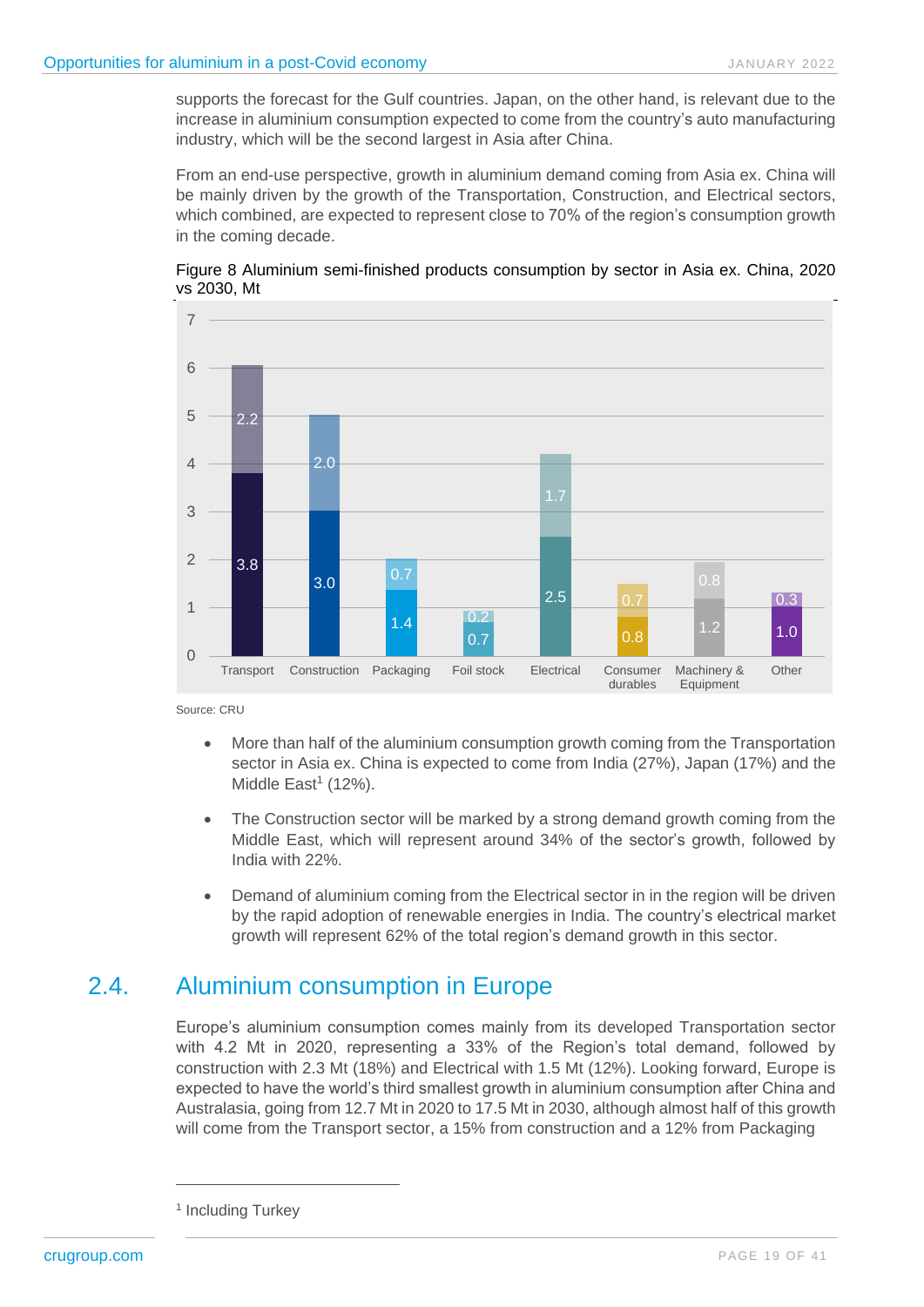supports the forecast for the Gulf countries. Japan, on the other hand, is relevant due to the increase in aluminium consumption expected to come from the country's auto manufacturing industry, which will be the second largest in Asia after China.

From an end-use perspective, growth in aluminium demand coming from Asia ex. China will be mainly driven by the growth of the Transportation, Construction, and Electrical sectors, which combined, are expected to represent close to 70% of the region's consumption growth in the coming decade.

Figure 8 Aluminium semi-finished products consumption by sector in Asia ex. China, 2020 vs 2030, Mt

| Sector | 2020 | Growth to 2030 |
|---|---|---|
| Transport | 3.8 | 2.2 |
| Construction | 3.0 | 2.0 |
| Packaging | 1.4 | 0.7 |
| Foil stock | 0.7 | 0.2 |
| Electrical | 2.5 | 1.7 |
| Consumer durables | 0.8 | 0.7 |
| Machinery & Equipment | 1.2 | 0.8 |
| Other | 1.0 | 0.3 |

Source: CRU

- More than half of the aluminium consumption growth coming from the Transportation sector in Asia ex. China is expected to come from India (27%), Japan (17%) and the Middle East[1] (12%).
- The Construction sector will be marked by a strong demand growth coming from the Middle East, which will represent around 34% of the sector's growth, followed by India with 22%.
- Demand of aluminium coming from the Electrical sector in in the region will be driven by the rapid adoption of renewable energies in India. The country's electrical market growth will represent 62% of the total region's demand growth in this sector.

## 2.4. Aluminium consumption in Europe

Europe's aluminium consumption comes mainly from its developed Transportation sector with 4.2 Mt in 2020, representing a 33% of the Region's total demand, followed by construction with 2.3 Mt (18%) and Electrical with 1.5 Mt (12%). Looking forward, Europe is expected to have the world's third smallest growth in aluminium consumption after China and Australasia, going from 12.7 Mt in 2020 to 17.5 Mt in 2030, although almost half of this growth will come from the Transport sector, a 15% from construction and a 12% from Packaging

[1] Including Turkey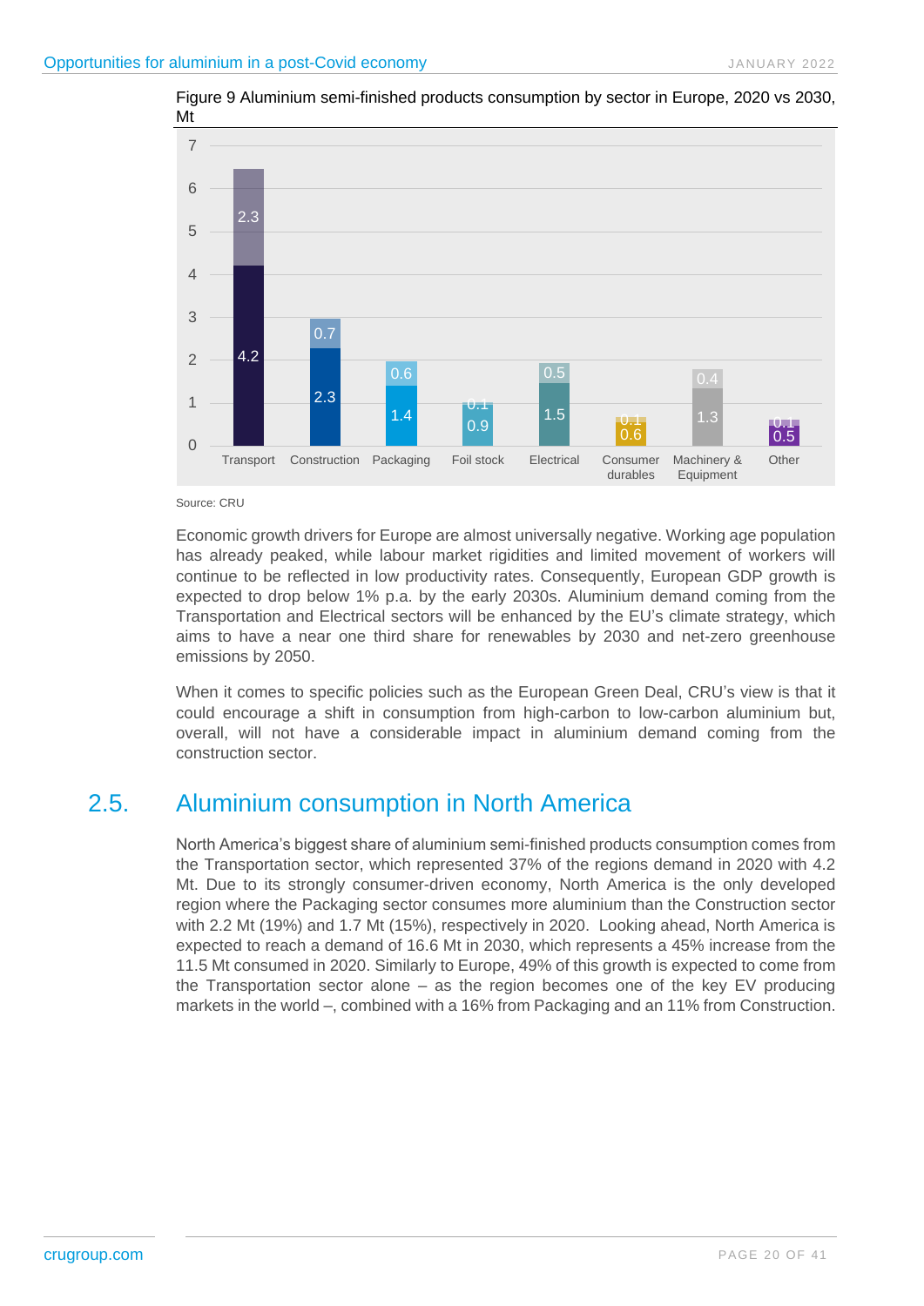Figure 9 Aluminium semi-finished products consumption by sector in Europe, 2020 vs 2030, Mt

| Sector | 2020 | Increase to 2030 |
|---|---|---|
| Transport | 4.2 | 2.3 |
| Construction | 2.3 | 0.7 |
| Packaging | 1.4 | 0.6 |
| Foil stock | 0.9 | 0.1 |
| Electrical | 1.5 | 0.5 |
| Consumer durables | 0.6 | 0.1 |
| Machinery & Equipment | 1.3 | 0.4 |
| Other | 0.5 | 0.1 |

Source: CRU

Economic growth drivers for Europe are almost universally negative. Working age population has already peaked, while labour market rigidities and limited movement of workers will continue to be reflected in low productivity rates. Consequently, European GDP growth is expected to drop below 1% p.a. by the early 2030s. Aluminium demand coming from the Transportation and Electrical sectors will be enhanced by the EU's climate strategy, which aims to have a near one third share for renewables by 2030 and net-zero greenhouse emissions by 2050.

When it comes to specific policies such as the European Green Deal, CRU's view is that it could encourage a shift in consumption from high-carbon to low-carbon aluminium but, overall, will not have a considerable impact in aluminium demand coming from the construction sector.

## 2.5. Aluminium consumption in North America

North America's biggest share of aluminium semi-finished products consumption comes from the Transportation sector, which represented 37% of the regions demand in 2020 with 4.2 Mt. Due to its strongly consumer-driven economy, North America is the only developed region where the Packaging sector consumes more aluminium than the Construction sector with 2.2 Mt (19%) and 1.7 Mt (15%), respectively in 2020. Looking ahead, North America is expected to reach a demand of 16.6 Mt in 2030, which represents a 45% increase from the 11.5 Mt consumed in 2020. Similarly to Europe, 49% of this growth is expected to come from the Transportation sector alone – as the region becomes one of the key EV producing markets in the world –, combined with a 16% from Packaging and an 11% from Construction.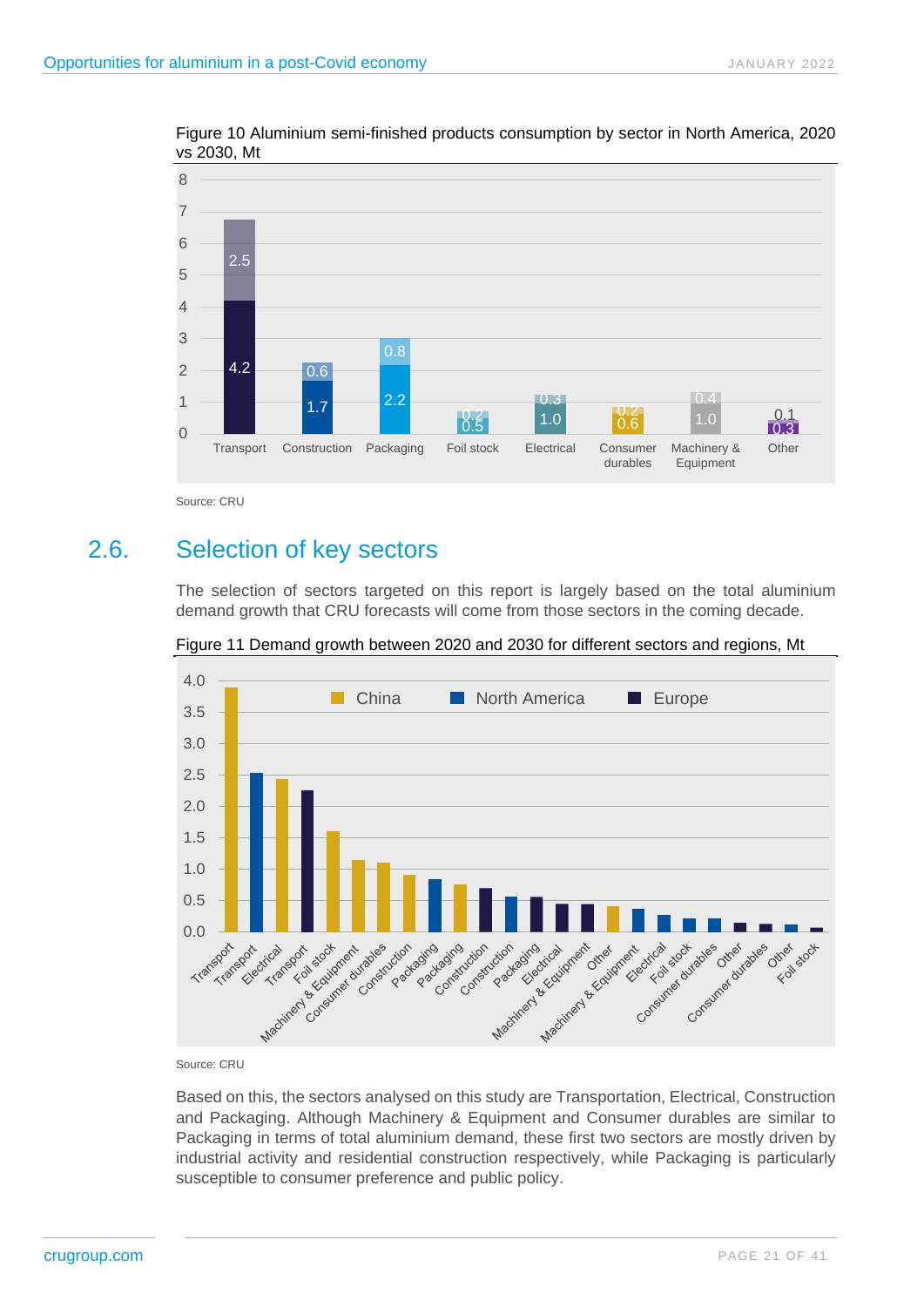Figure 10 Aluminium semi-finished products consumption by sector in North America, 2020 vs 2030, Mt

Source: CRU

## 2.6. Selection of key sectors

The selection of sectors targeted on this report is largely based on the total aluminium demand growth that CRU forecasts will come from those sectors in the coming decade.

Figure 11 Demand growth between 2020 and 2030 for different sectors and regions, Mt

Source: CRU

Based on this, the sectors analysed on this study are Transportation, Electrical, Construction and Packaging. Although Machinery & Equipment and Consumer durables are similar to Packaging in terms of total aluminium demand, these first two sectors are mostly driven by industrial activity and residential construction respectively, while Packaging is particularly susceptible to consumer preference and public policy.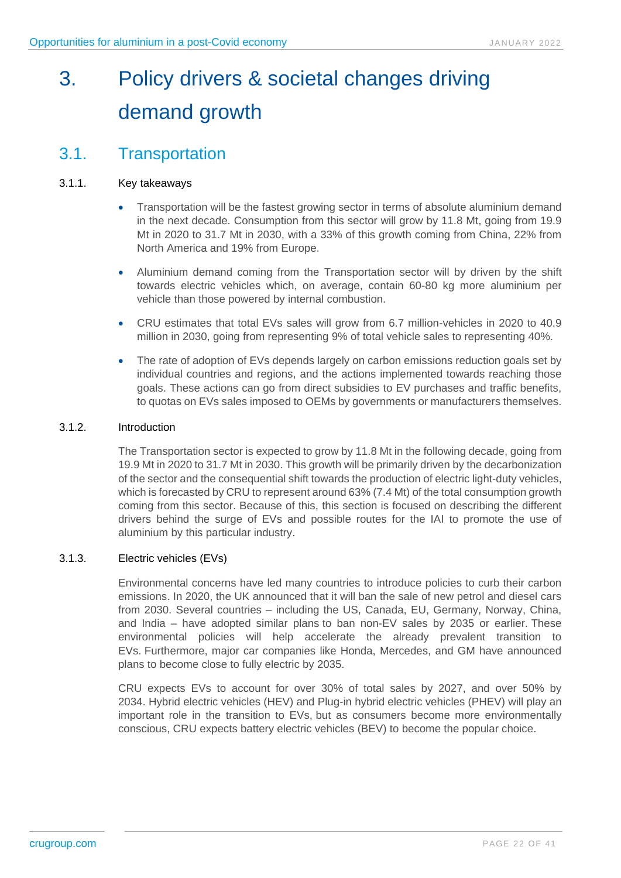# 3. Policy drivers & societal changes driving demand growth

## 3.1. Transportation

### 3.1.1. Key takeaways

- Transportation will be the fastest growing sector in terms of absolute aluminium demand in the next decade. Consumption from this sector will grow by 11.8 Mt, going from 19.9 Mt in 2020 to 31.7 Mt in 2030, with a 33% of this growth coming from China, 22% from North America and 19% from Europe.
- Aluminium demand coming from the Transportation sector will by driven by the shift towards electric vehicles which, on average, contain 60-80 kg more aluminium per vehicle than those powered by internal combustion.
- CRU estimates that total EVs sales will grow from 6.7 million-vehicles in 2020 to 40.9 million in 2030, going from representing 9% of total vehicle sales to representing 40%.
- The rate of adoption of EVs depends largely on carbon emissions reduction goals set by individual countries and regions, and the actions implemented towards reaching those goals. These actions can go from direct subsidies to EV purchases and traffic benefits, to quotas on EVs sales imposed to OEMs by governments or manufacturers themselves.

### 3.1.2. Introduction

The Transportation sector is expected to grow by 11.8 Mt in the following decade, going from 19.9 Mt in 2020 to 31.7 Mt in 2030. This growth will be primarily driven by the decarbonization of the sector and the consequential shift towards the production of electric light-duty vehicles, which is forecasted by CRU to represent around 63% (7.4 Mt) of the total consumption growth coming from this sector. Because of this, this section is focused on describing the different drivers behind the surge of EVs and possible routes for the IAI to promote the use of aluminium by this particular industry.

### 3.1.3. Electric vehicles (EVs)

Environmental concerns have led many countries to introduce policies to curb their carbon emissions. In 2020, the UK announced that it will ban the sale of new petrol and diesel cars from 2030. Several countries – including the US, Canada, EU, Germany, Norway, China, and India – have adopted similar plans to ban non-EV sales by 2035 or earlier. These environmental policies will help accelerate the already prevalent transition to EVs. Furthermore, major car companies like Honda, Mercedes, and GM have announced plans to become close to fully electric by 2035.

CRU expects EVs to account for over 30% of total sales by 2027, and over 50% by 2034. Hybrid electric vehicles (HEV) and Plug-in hybrid electric vehicles (PHEV) will play an important role in the transition to EVs, but as consumers become more environmentally conscious, CRU expects battery electric vehicles (BEV) to become the popular choice.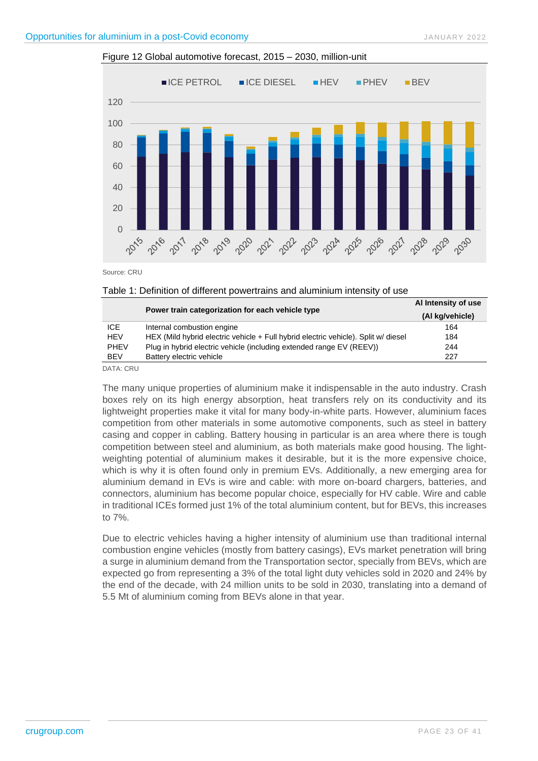Figure 12 Global automotive forecast, 2015 – 2030, million-unit

Source: CRU

Table 1: Definition of different powertrains and aluminium intensity of use

| | Power train categorization for each vehicle type | Al Intensity of use (Al kg/vehicle) |
|---|---|---|
| ICE | Internal combustion engine | 164 |
| HEV | HEX (Mild hybrid electric vehicle + Full hybrid electric vehicle). Split w/ diesel | 184 |
| PHEV | Plug in hybrid electric vehicle (including extended range EV (REEV)) | 244 |
| BEV | Battery electric vehicle | 227 |

DATA: CRU

The many unique properties of aluminium make it indispensable in the auto industry. Crash boxes rely on its high energy absorption, heat transfers rely on its conductivity and its lightweight properties make it vital for many body-in-white parts. However, aluminium faces competition from other materials in some automotive components, such as steel in battery casing and copper in cabling. Battery housing in particular is an area where there is tough competition between steel and aluminium, as both materials make good housing. The light-weighting potential of aluminium makes it desirable, but it is the more expensive choice, which is why it is often found only in premium EVs. Additionally, a new emerging area for aluminium demand in EVs is wire and cable: with more on-board chargers, batteries, and connectors, aluminium has become popular choice, especially for HV cable. Wire and cable in traditional ICEs formed just 1% of the total aluminium content, but for BEVs, this increases to 7%.

Due to electric vehicles having a higher intensity of aluminium use than traditional internal combustion engine vehicles (mostly from battery casings), EVs market penetration will bring a surge in aluminium demand from the Transportation sector, specially from BEVs, which are expected go from representing a 3% of the total light duty vehicles sold in 2020 and 24% by the end of the decade, with 24 million units to be sold in 2030, translating into a demand of 5.5 Mt of aluminium coming from BEVs alone in that year.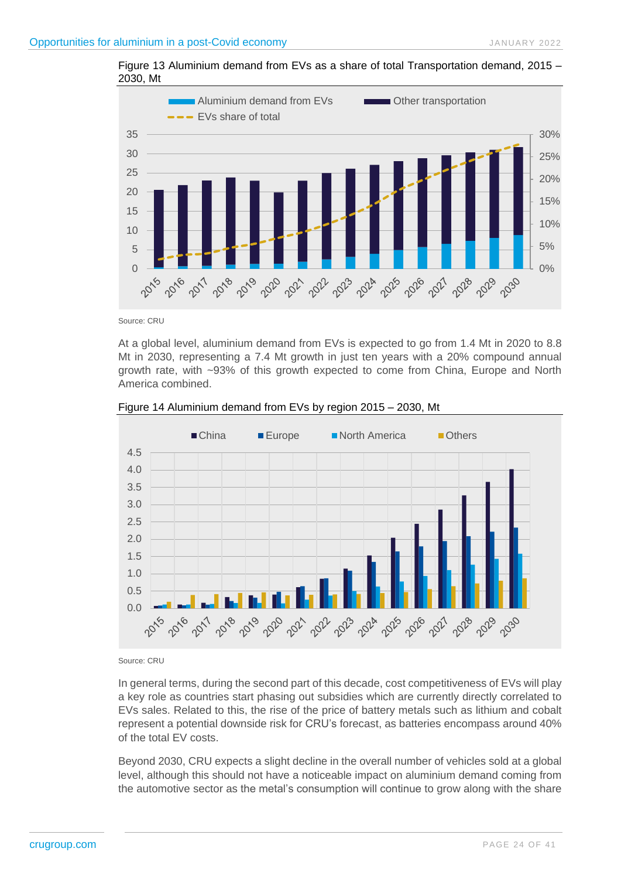Figure 13 Aluminium demand from EVs as a share of total Transportation demand, 2015 – 2030, Mt

Source: CRU

At a global level, aluminium demand from EVs is expected to go from 1.4 Mt in 2020 to 8.8 Mt in 2030, representing a 7.4 Mt growth in just ten years with a 20% compound annual growth rate, with ~93% of this growth expected to come from China, Europe and North America combined.

Figure 14 Aluminium demand from EVs by region 2015 – 2030, Mt

Source: CRU

In general terms, during the second part of this decade, cost competitiveness of EVs will play a key role as countries start phasing out subsidies which are currently directly correlated to EVs sales. Related to this, the rise of the price of battery metals such as lithium and cobalt represent a potential downside risk for CRU's forecast, as batteries encompass around 40% of the total EV costs.

Beyond 2030, CRU expects a slight decline in the overall number of vehicles sold at a global level, although this should not have a noticeable impact on aluminium demand coming from the automotive sector as the metal's consumption will continue to grow along with the share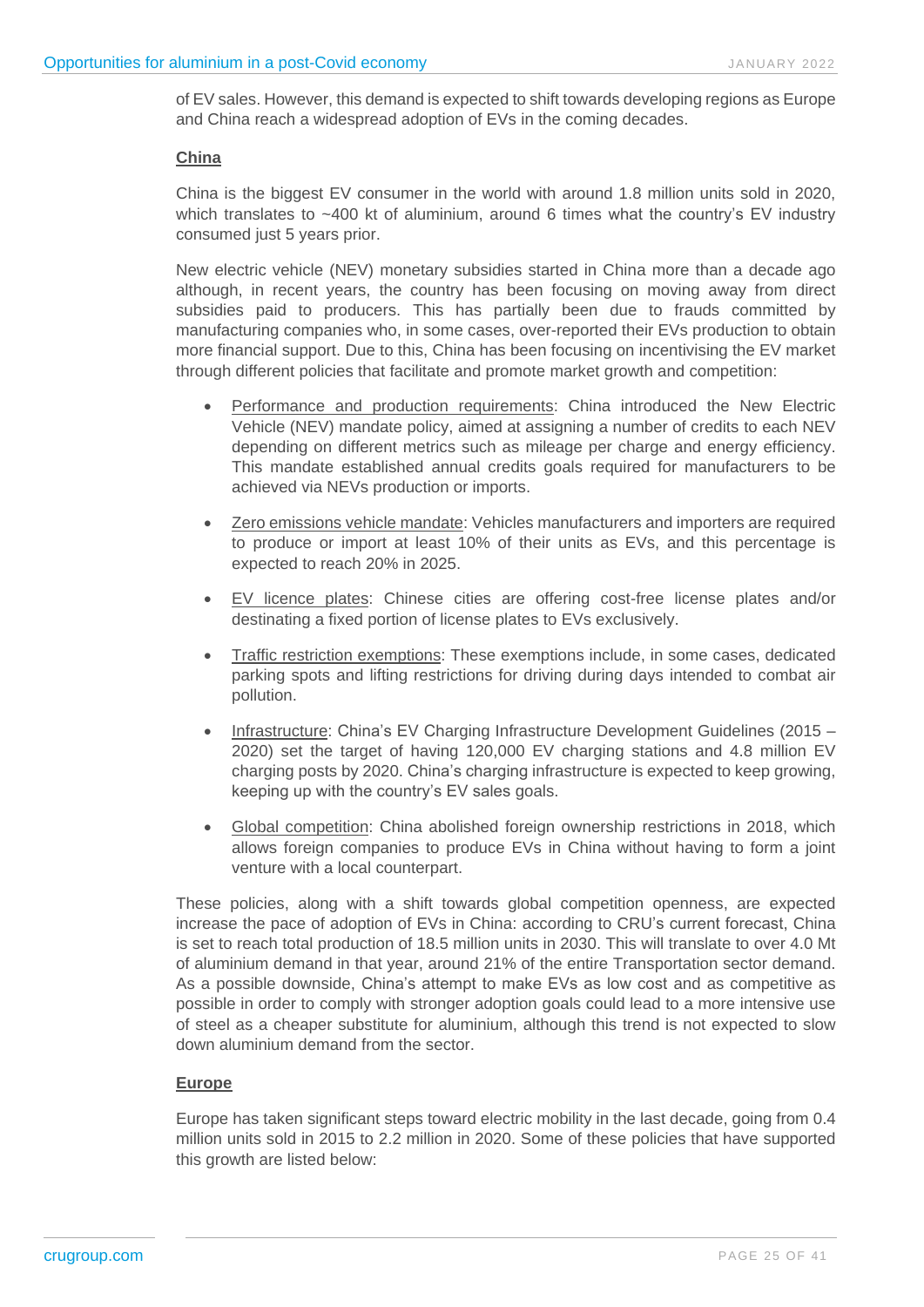of EV sales. However, this demand is expected to shift towards developing regions as Europe and China reach a widespread adoption of EVs in the coming decades.

**China**

China is the biggest EV consumer in the world with around 1.8 million units sold in 2020, which translates to ~400 kt of aluminium, around 6 times what the country's EV industry consumed just 5 years prior.

New electric vehicle (NEV) monetary subsidies started in China more than a decade ago although, in recent years, the country has been focusing on moving away from direct subsidies paid to producers. This has partially been due to frauds committed by manufacturing companies who, in some cases, over-reported their EVs production to obtain more financial support. Due to this, China has been focusing on incentivising the EV market through different policies that facilitate and promote market growth and competition:

- Performance and production requirements: China introduced the New Electric Vehicle (NEV) mandate policy, aimed at assigning a number of credits to each NEV depending on different metrics such as mileage per charge and energy efficiency. This mandate established annual credits goals required for manufacturers to be achieved via NEVs production or imports.
- Zero emissions vehicle mandate: Vehicles manufacturers and importers are required to produce or import at least 10% of their units as EVs, and this percentage is expected to reach 20% in 2025.
- EV licence plates: Chinese cities are offering cost-free license plates and/or destinating a fixed portion of license plates to EVs exclusively.
- Traffic restriction exemptions: These exemptions include, in some cases, dedicated parking spots and lifting restrictions for driving during days intended to combat air pollution.
- Infrastructure: China's EV Charging Infrastructure Development Guidelines (2015 – 2020) set the target of having 120,000 EV charging stations and 4.8 million EV charging posts by 2020. China's charging infrastructure is expected to keep growing, keeping up with the country's EV sales goals.
- Global competition: China abolished foreign ownership restrictions in 2018, which allows foreign companies to produce EVs in China without having to form a joint venture with a local counterpart.

These policies, along with a shift towards global competition openness, are expected increase the pace of adoption of EVs in China: according to CRU's current forecast, China is set to reach total production of 18.5 million units in 2030. This will translate to over 4.0 Mt of aluminium demand in that year, around 21% of the entire Transportation sector demand. As a possible downside, China's attempt to make EVs as low cost and as competitive as possible in order to comply with stronger adoption goals could lead to a more intensive use of steel as a cheaper substitute for aluminium, although this trend is not expected to slow down aluminium demand from the sector.

**Europe**

Europe has taken significant steps toward electric mobility in the last decade, going from 0.4 million units sold in 2015 to 2.2 million in 2020. Some of these policies that have supported this growth are listed below: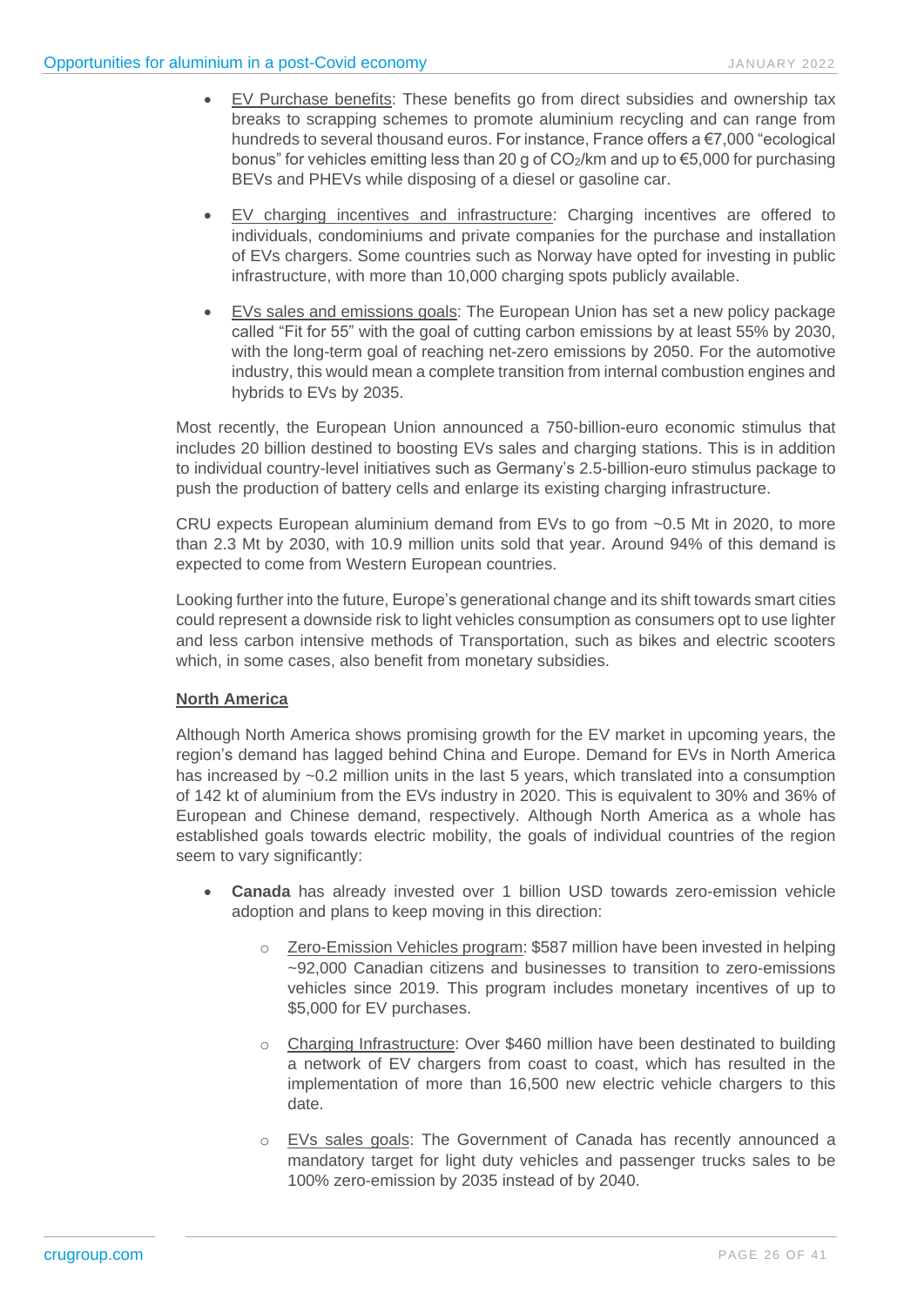- EV Purchase benefits: These benefits go from direct subsidies and ownership tax breaks to scrapping schemes to promote aluminium recycling and can range from hundreds to several thousand euros. For instance, France offers a €7,000 "ecological bonus" for vehicles emitting less than 20 g of $CO_2$/km and up to €5,000 for purchasing BEVs and PHEVs while disposing of a diesel or gasoline car.

- EV charging incentives and infrastructure: Charging incentives are offered to individuals, condominiums and private companies for the purchase and installation of EVs chargers. Some countries such as Norway have opted for investing in public infrastructure, with more than 10,000 charging spots publicly available.

- EVs sales and emissions goals: The European Union has set a new policy package called "Fit for 55" with the goal of cutting carbon emissions by at least 55% by 2030, with the long-term goal of reaching net-zero emissions by 2050. For the automotive industry, this would mean a complete transition from internal combustion engines and hybrids to EVs by 2035.

Most recently, the European Union announced a 750-billion-euro economic stimulus that includes 20 billion destined to boosting EVs sales and charging stations. This is in addition to individual country-level initiatives such as Germany's 2.5-billion-euro stimulus package to push the production of battery cells and enlarge its existing charging infrastructure.

CRU expects European aluminium demand from EVs to go from ~0.5 Mt in 2020, to more than 2.3 Mt by 2030, with 10.9 million units sold that year. Around 94% of this demand is expected to come from Western European countries.

Looking further into the future, Europe's generational change and its shift towards smart cities could represent a downside risk to light vehicles consumption as consumers opt to use lighter and less carbon intensive methods of Transportation, such as bikes and electric scooters which, in some cases, also benefit from monetary subsidies.

**North America**

Although North America shows promising growth for the EV market in upcoming years, the region's demand has lagged behind China and Europe. Demand for EVs in North America has increased by ~0.2 million units in the last 5 years, which translated into a consumption of 142 kt of aluminium from the EVs industry in 2020. This is equivalent to 30% and 36% of European and Chinese demand, respectively. Although North America as a whole has established goals towards electric mobility, the goals of individual countries of the region seem to vary significantly:

- **Canada** has already invested over 1 billion USD towards zero-emission vehicle adoption and plans to keep moving in this direction:
  - Zero-Emission Vehicles program: $587 million have been invested in helping ~92,000 Canadian citizens and businesses to transition to zero-emissions vehicles since 2019. This program includes monetary incentives of up to $5,000 for EV purchases.
  - Charging Infrastructure: Over $460 million have been destinated to building a network of EV chargers from coast to coast, which has resulted in the implementation of more than 16,500 new electric vehicle chargers to this date.
  - EVs sales goals: The Government of Canada has recently announced a mandatory target for light duty vehicles and passenger trucks sales to be 100% zero-emission by 2035 instead of by 2040.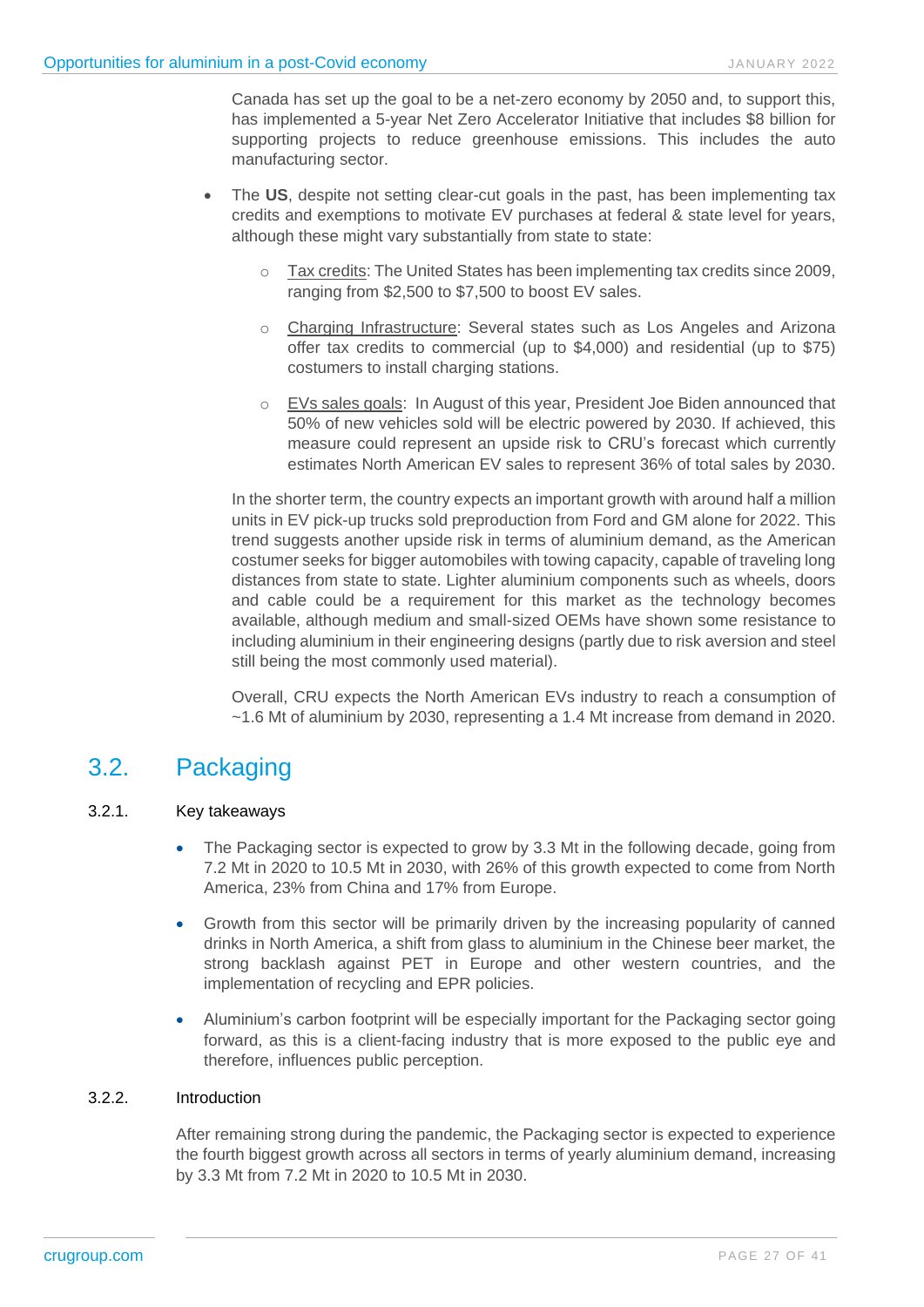Canada has set up the goal to be a net-zero economy by 2050 and, to support this, has implemented a 5-year Net Zero Accelerator Initiative that includes $8 billion for supporting projects to reduce greenhouse emissions. This includes the auto manufacturing sector.

- The **US**, despite not setting clear-cut goals in the past, has been implementing tax credits and exemptions to motivate EV purchases at federal & state level for years, although these might vary substantially from state to state:
  - Tax credits: The United States has been implementing tax credits since 2009, ranging from $2,500 to $7,500 to boost EV sales.
  - Charging Infrastructure: Several states such as Los Angeles and Arizona offer tax credits to commercial (up to $4,000) and residential (up to $75) costumers to install charging stations.
  - EVs sales goals: In August of this year, President Joe Biden announced that 50% of new vehicles sold will be electric powered by 2030. If achieved, this measure could represent an upside risk to CRU's forecast which currently estimates North American EV sales to represent 36% of total sales by 2030.

In the shorter term, the country expects an important growth with around half a million units in EV pick-up trucks sold preproduction from Ford and GM alone for 2022. This trend suggests another upside risk in terms of aluminium demand, as the American costumer seeks for bigger automobiles with towing capacity, capable of traveling long distances from state to state. Lighter aluminium components such as wheels, doors and cable could be a requirement for this market as the technology becomes available, although medium and small-sized OEMs have shown some resistance to including aluminium in their engineering designs (partly due to risk aversion and steel still being the most commonly used material).

Overall, CRU expects the North American EVs industry to reach a consumption of ~1.6 Mt of aluminium by 2030, representing a 1.4 Mt increase from demand in 2020.

## 3.2. Packaging

### 3.2.1. Key takeaways

- The Packaging sector is expected to grow by 3.3 Mt in the following decade, going from 7.2 Mt in 2020 to 10.5 Mt in 2030, with 26% of this growth expected to come from North America, 23% from China and 17% from Europe.
- Growth from this sector will be primarily driven by the increasing popularity of canned drinks in North America, a shift from glass to aluminium in the Chinese beer market, the strong backlash against PET in Europe and other western countries, and the implementation of recycling and EPR policies.
- Aluminium's carbon footprint will be especially important for the Packaging sector going forward, as this is a client-facing industry that is more exposed to the public eye and therefore, influences public perception.

### 3.2.2. Introduction

After remaining strong during the pandemic, the Packaging sector is expected to experience the fourth biggest growth across all sectors in terms of yearly aluminium demand, increasing by 3.3 Mt from 7.2 Mt in 2020 to 10.5 Mt in 2030.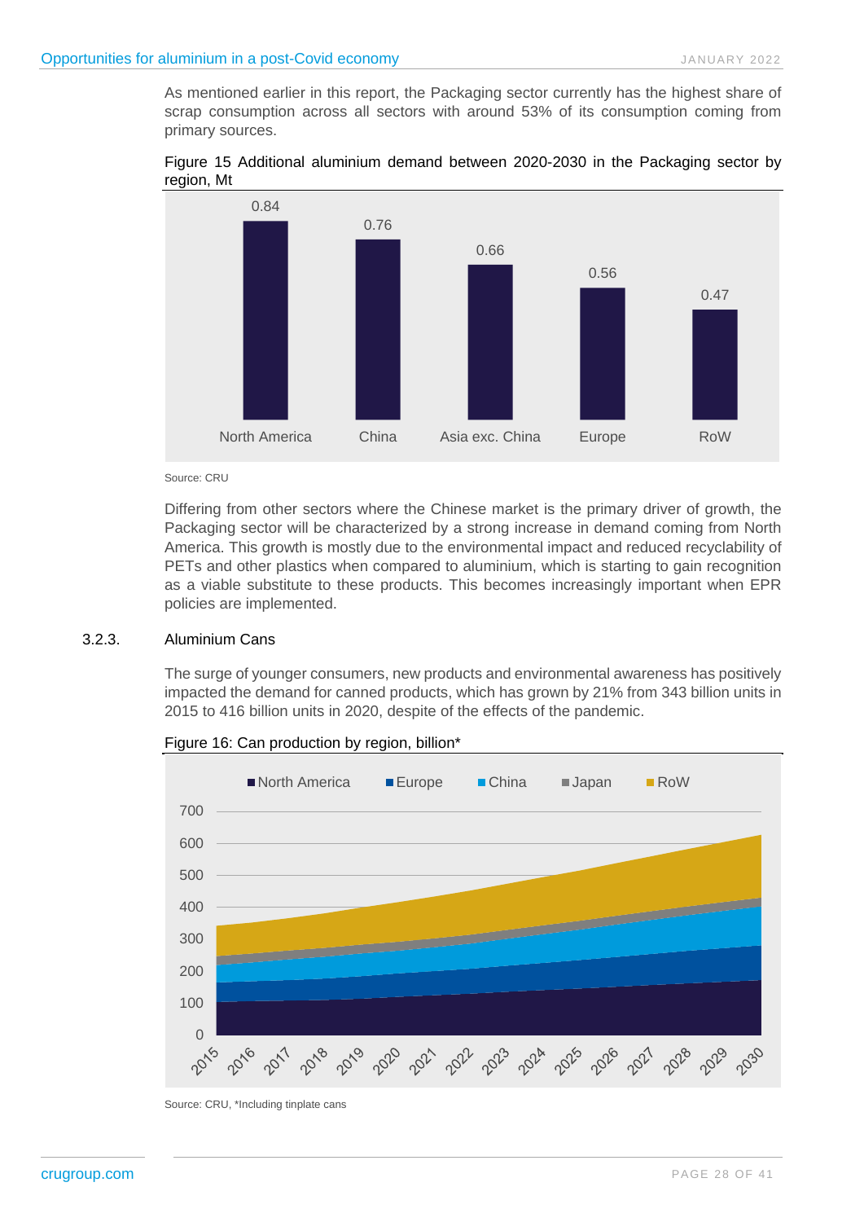As mentioned earlier in this report, the Packaging sector currently has the highest share of scrap consumption across all sectors with around 53% of its consumption coming from primary sources.

Figure 15 Additional aluminium demand between 2020-2030 in the Packaging sector by region, Mt

| Region | Mt |
|---|---|
| North America | 0.84 |
| China | 0.76 |
| Asia exc. China | 0.66 |
| Europe | 0.56 |
| RoW | 0.47 |

Source: CRU

Differing from other sectors where the Chinese market is the primary driver of growth, the Packaging sector will be characterized by a strong increase in demand coming from North America. This growth is mostly due to the environmental impact and reduced recyclability of PETs and other plastics when compared to aluminium, which is starting to gain recognition as a viable substitute to these products. This becomes increasingly important when EPR policies are implemented.

### 3.2.3. Aluminium Cans

The surge of younger consumers, new products and environmental awareness has positively impacted the demand for canned products, which has grown by 21% from 343 billion units in 2015 to 416 billion units in 2020, despite of the effects of the pandemic.

Figure 16: Can production by region, billion*

Source: CRU, *Including tinplate cans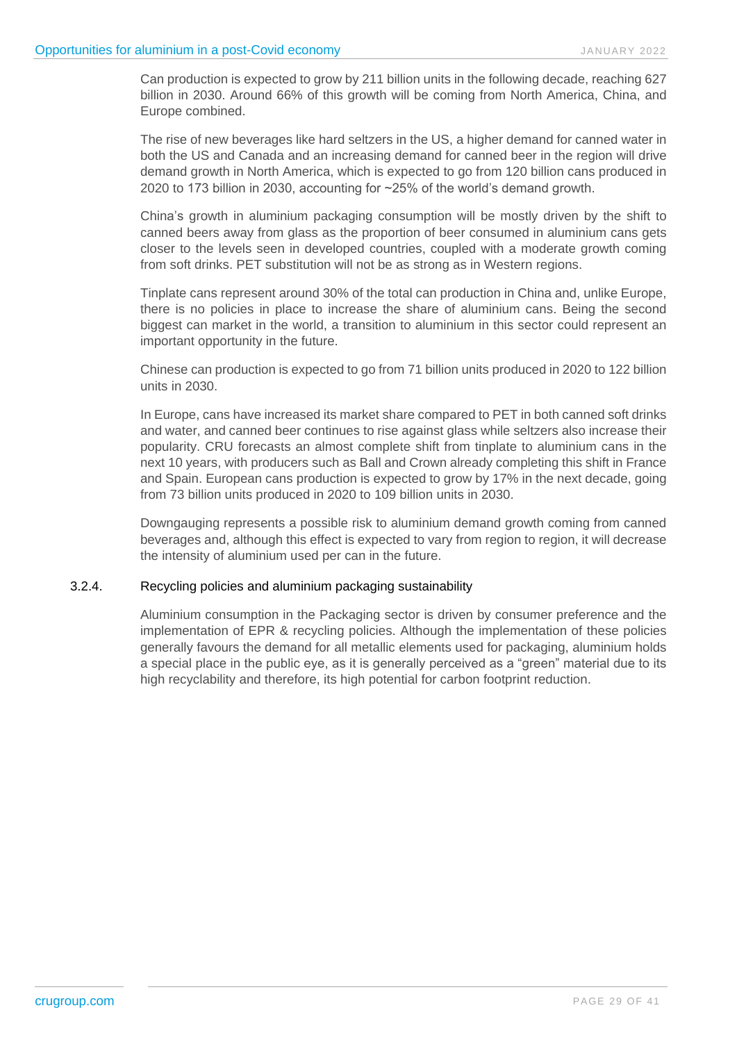Can production is expected to grow by 211 billion units in the following decade, reaching 627 billion in 2030. Around 66% of this growth will be coming from North America, China, and Europe combined.

The rise of new beverages like hard seltzers in the US, a higher demand for canned water in both the US and Canada and an increasing demand for canned beer in the region will drive demand growth in North America, which is expected to go from 120 billion cans produced in 2020 to 173 billion in 2030, accounting for ~25% of the world's demand growth.

China's growth in aluminium packaging consumption will be mostly driven by the shift to canned beers away from glass as the proportion of beer consumed in aluminium cans gets closer to the levels seen in developed countries, coupled with a moderate growth coming from soft drinks. PET substitution will not be as strong as in Western regions.

Tinplate cans represent around 30% of the total can production in China and, unlike Europe, there is no policies in place to increase the share of aluminium cans. Being the second biggest can market in the world, a transition to aluminium in this sector could represent an important opportunity in the future.

Chinese can production is expected to go from 71 billion units produced in 2020 to 122 billion units in 2030.

In Europe, cans have increased its market share compared to PET in both canned soft drinks and water, and canned beer continues to rise against glass while seltzers also increase their popularity. CRU forecasts an almost complete shift from tinplate to aluminium cans in the next 10 years, with producers such as Ball and Crown already completing this shift in France and Spain. European cans production is expected to grow by 17% in the next decade, going from 73 billion units produced in 2020 to 109 billion units in 2030.

Downgauging represents a possible risk to aluminium demand growth coming from canned beverages and, although this effect is expected to vary from region to region, it will decrease the intensity of aluminium used per can in the future.

### 3.2.4. Recycling policies and aluminium packaging sustainability

Aluminium consumption in the Packaging sector is driven by consumer preference and the implementation of EPR & recycling policies. Although the implementation of these policies generally favours the demand for all metallic elements used for packaging, aluminium holds a special place in the public eye, as it is generally perceived as a "green" material due to its high recyclability and therefore, its high potential for carbon footprint reduction.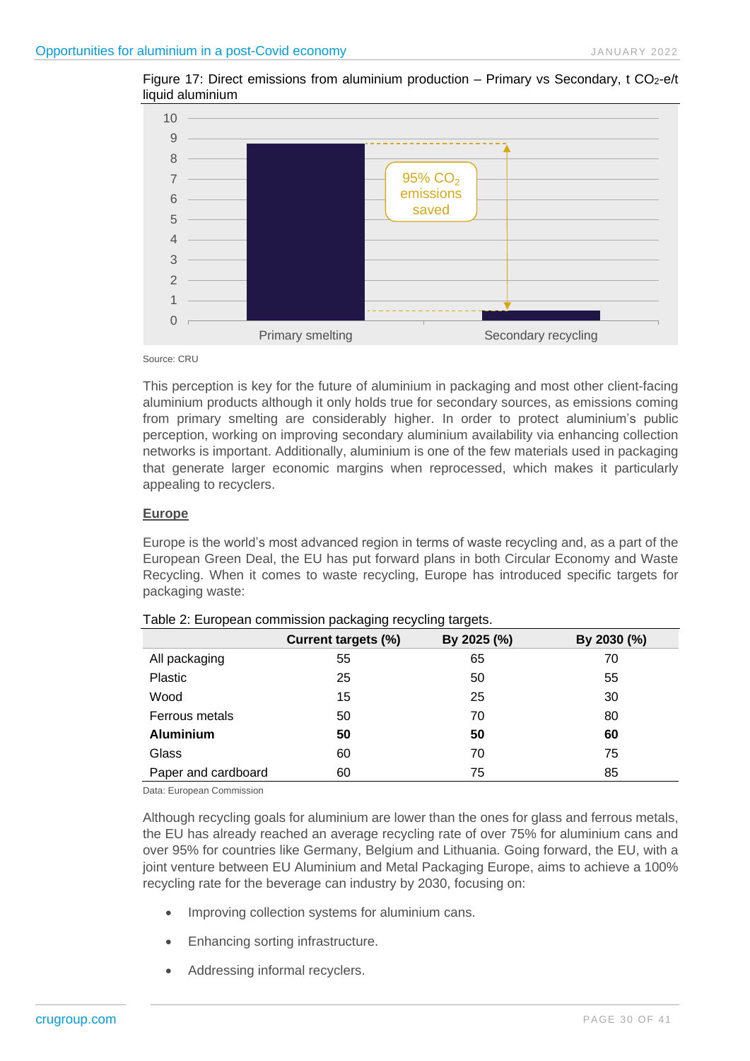Figure 17: Direct emissions from aluminium production – Primary vs Secondary, t $CO_2$-e/t liquid aluminium

Source: CRU

This perception is key for the future of aluminium in packaging and most other client-facing aluminium products although it only holds true for secondary sources, as emissions coming from primary smelting are considerably higher. In order to protect aluminium's public perception, working on improving secondary aluminium availability via enhancing collection networks is important. Additionally, aluminium is one of the few materials used in packaging that generate larger economic margins when reprocessed, which makes it particularly appealing to recyclers.

## Europe

Europe is the world's most advanced region in terms of waste recycling and, as a part of the European Green Deal, the EU has put forward plans in both Circular Economy and Waste Recycling. When it comes to waste recycling, Europe has introduced specific targets for packaging waste:

Table 2: European commission packaging recycling targets.

| | Current targets (%) | By 2025 (%) | By 2030 (%) |
|---|---|---|---|
| All packaging | 55 | 65 | 70 |
| Plastic | 25 | 50 | 55 |
| Wood | 15 | 25 | 30 |
| Ferrous metals | 50 | 70 | 80 |
| **Aluminium** | **50** | **50** | **60** |
| Glass | 60 | 70 | 75 |
| Paper and cardboard | 60 | 75 | 85 |

Data: European Commission

Although recycling goals for aluminium are lower than the ones for glass and ferrous metals, the EU has already reached an average recycling rate of over 75% for aluminium cans and over 95% for countries like Germany, Belgium and Lithuania. Going forward, the EU, with a joint venture between EU Aluminium and Metal Packaging Europe, aims to achieve a 100% recycling rate for the beverage can industry by 2030, focusing on:

- Improving collection systems for aluminium cans.
- Enhancing sorting infrastructure.
- Addressing informal recyclers.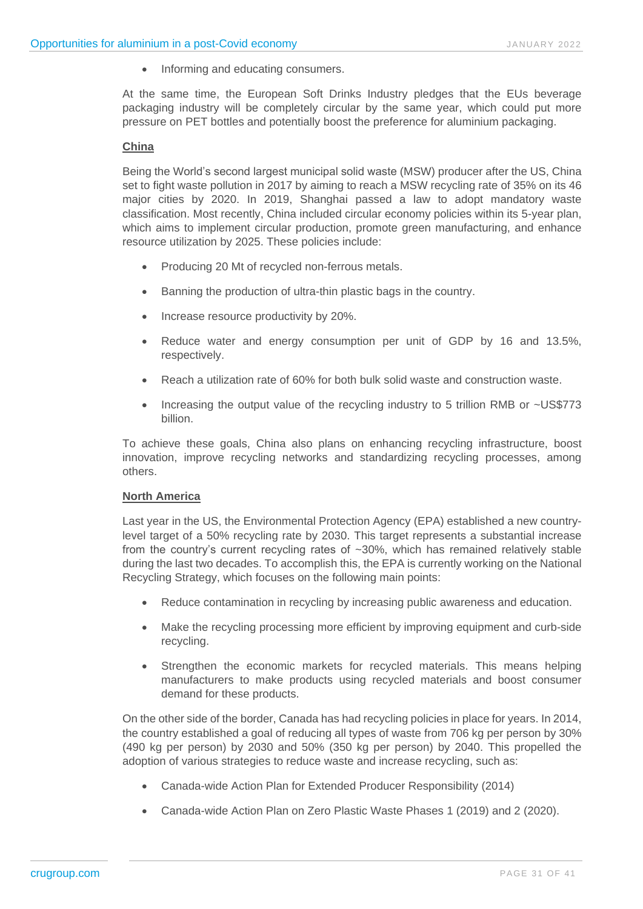- Informing and educating consumers.

At the same time, the European Soft Drinks Industry pledges that the EUs beverage packaging industry will be completely circular by the same year, which could put more pressure on PET bottles and potentially boost the preference for aluminium packaging.

**China**

Being the World's second largest municipal solid waste (MSW) producer after the US, China set to fight waste pollution in 2017 by aiming to reach a MSW recycling rate of 35% on its 46 major cities by 2020. In 2019, Shanghai passed a law to adopt mandatory waste classification. Most recently, China included circular economy policies within its 5-year plan, which aims to implement circular production, promote green manufacturing, and enhance resource utilization by 2025. These policies include:

- Producing 20 Mt of recycled non-ferrous metals.
- Banning the production of ultra-thin plastic bags in the country.
- Increase resource productivity by 20%.
- Reduce water and energy consumption per unit of GDP by 16 and 13.5%, respectively.
- Reach a utilization rate of 60% for both bulk solid waste and construction waste.
- Increasing the output value of the recycling industry to 5 trillion RMB or ~US$773 billion.

To achieve these goals, China also plans on enhancing recycling infrastructure, boost innovation, improve recycling networks and standardizing recycling processes, among others.

**North America**

Last year in the US, the Environmental Protection Agency (EPA) established a new country-level target of a 50% recycling rate by 2030. This target represents a substantial increase from the country's current recycling rates of ~30%, which has remained relatively stable during the last two decades. To accomplish this, the EPA is currently working on the National Recycling Strategy, which focuses on the following main points:

- Reduce contamination in recycling by increasing public awareness and education.
- Make the recycling processing more efficient by improving equipment and curb-side recycling.
- Strengthen the economic markets for recycled materials. This means helping manufacturers to make products using recycled materials and boost consumer demand for these products.

On the other side of the border, Canada has had recycling policies in place for years. In 2014, the country established a goal of reducing all types of waste from 706 kg per person by 30% (490 kg per person) by 2030 and 50% (350 kg per person) by 2040. This propelled the adoption of various strategies to reduce waste and increase recycling, such as:

- Canada-wide Action Plan for Extended Producer Responsibility (2014)
- Canada-wide Action Plan on Zero Plastic Waste Phases 1 (2019) and 2 (2020).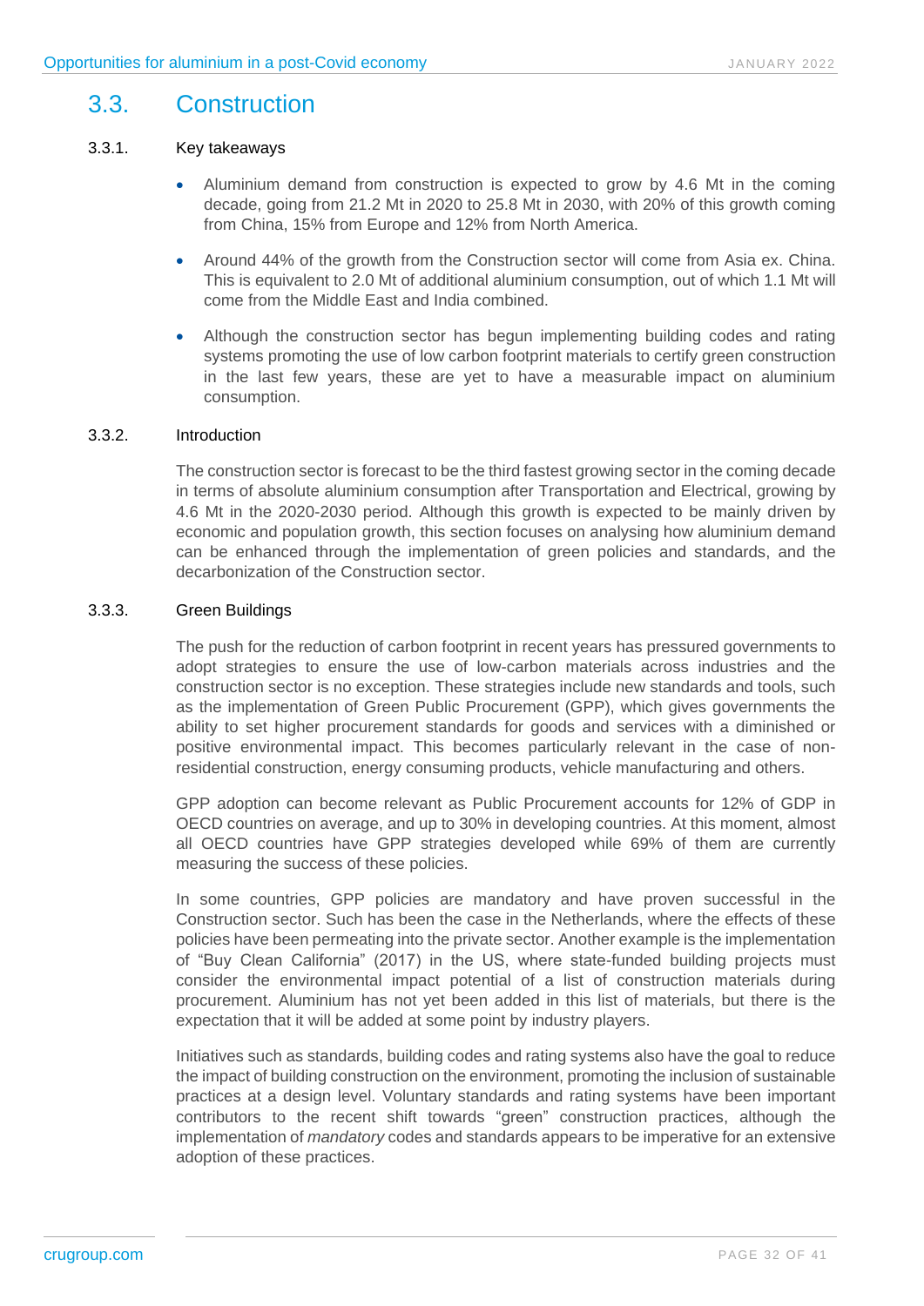## 3.3. Construction

### 3.3.1. Key takeaways

- Aluminium demand from construction is expected to grow by 4.6 Mt in the coming decade, going from 21.2 Mt in 2020 to 25.8 Mt in 2030, with 20% of this growth coming from China, 15% from Europe and 12% from North America.
- Around 44% of the growth from the Construction sector will come from Asia ex. China. This is equivalent to 2.0 Mt of additional aluminium consumption, out of which 1.1 Mt will come from the Middle East and India combined.
- Although the construction sector has begun implementing building codes and rating systems promoting the use of low carbon footprint materials to certify green construction in the last few years, these are yet to have a measurable impact on aluminium consumption.

### 3.3.2. Introduction

The construction sector is forecast to be the third fastest growing sector in the coming decade in terms of absolute aluminium consumption after Transportation and Electrical, growing by 4.6 Mt in the 2020-2030 period. Although this growth is expected to be mainly driven by economic and population growth, this section focuses on analysing how aluminium demand can be enhanced through the implementation of green policies and standards, and the decarbonization of the Construction sector.

### 3.3.3. Green Buildings

The push for the reduction of carbon footprint in recent years has pressured governments to adopt strategies to ensure the use of low-carbon materials across industries and the construction sector is no exception. These strategies include new standards and tools, such as the implementation of Green Public Procurement (GPP), which gives governments the ability to set higher procurement standards for goods and services with a diminished or positive environmental impact. This becomes particularly relevant in the case of non-residential construction, energy consuming products, vehicle manufacturing and others.

GPP adoption can become relevant as Public Procurement accounts for 12% of GDP in OECD countries on average, and up to 30% in developing countries. At this moment, almost all OECD countries have GPP strategies developed while 69% of them are currently measuring the success of these policies.

In some countries, GPP policies are mandatory and have proven successful in the Construction sector. Such has been the case in the Netherlands, where the effects of these policies have been permeating into the private sector. Another example is the implementation of "Buy Clean California" (2017) in the US, where state-funded building projects must consider the environmental impact potential of a list of construction materials during procurement. Aluminium has not yet been added in this list of materials, but there is the expectation that it will be added at some point by industry players.

Initiatives such as standards, building codes and rating systems also have the goal to reduce the impact of building construction on the environment, promoting the inclusion of sustainable practices at a design level. Voluntary standards and rating systems have been important contributors to the recent shift towards "green" construction practices, although the implementation of *mandatory* codes and standards appears to be imperative for an extensive adoption of these practices.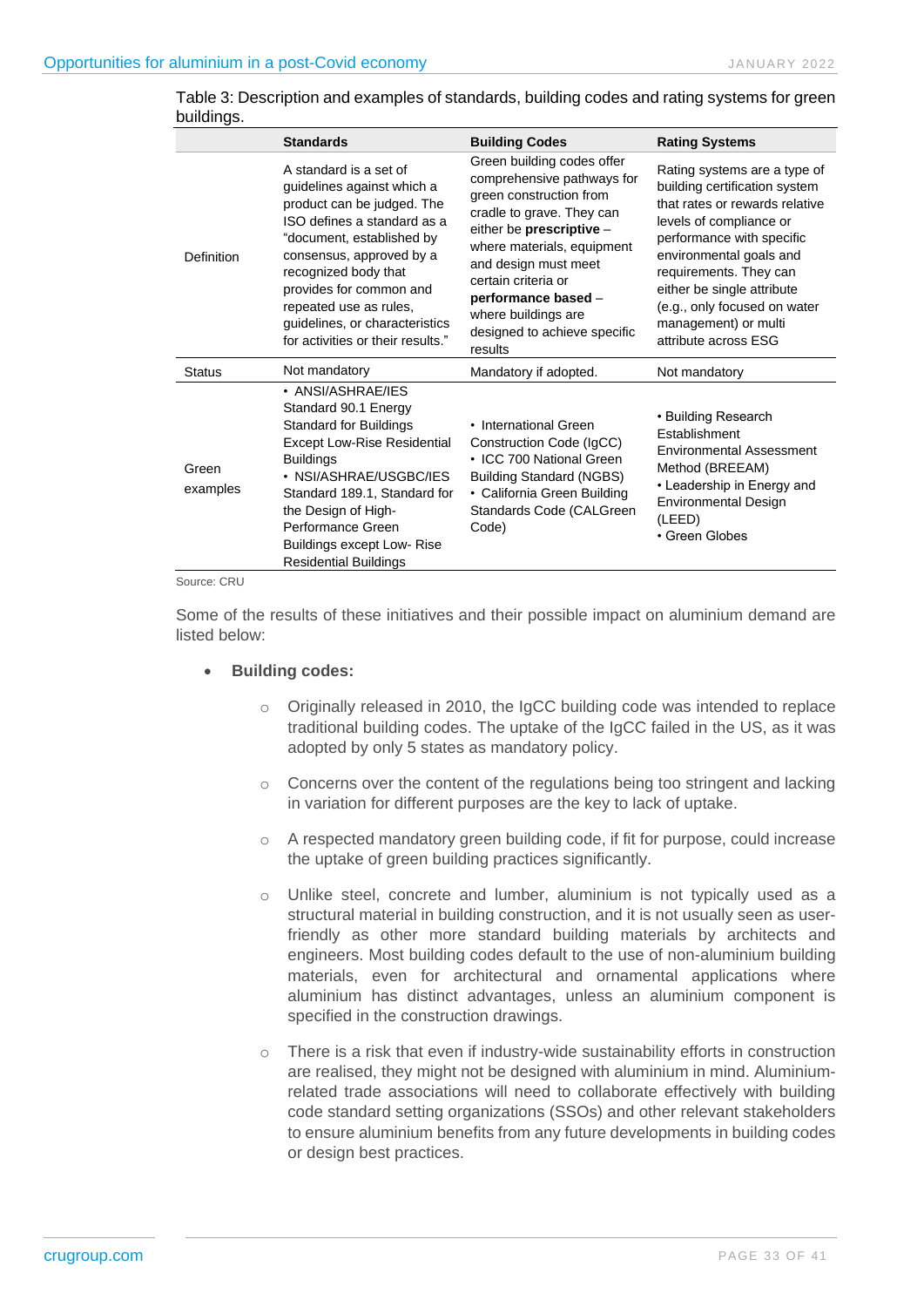Table 3: Description and examples of standards, building codes and rating systems for green buildings.

| | Standards | Building Codes | Rating Systems |
|---|---|---|---|
| Definition | A standard is a set of guidelines against which a product can be judged. The ISO defines a standard as a "document, established by consensus, approved by a recognized body that provides for common and repeated use as rules, guidelines, or characteristics for activities or their results." | Green building codes offer comprehensive pathways for green construction from cradle to grave. They can either be **prescriptive** – where materials, equipment and design must meet certain criteria or **performance based** – where buildings are designed to achieve specific results | Rating systems are a type of building certification system that rates or rewards relative levels of compliance or performance with specific environmental goals and requirements. They can either be single attribute (e.g., only focused on water management) or multi attribute across ESG |
| Status | Not mandatory | Mandatory if adopted. | Not mandatory |
| Green examples | • ANSI/ASHRAE/IES Standard 90.1 Energy Standard for Buildings Except Low-Rise Residential Buildings<br>• NSI/ASHRAE/USGBC/IES Standard 189.1, Standard for the Design of High-Performance Green Buildings except Low- Rise Residential Buildings | • International Green Construction Code (IgCC)<br>• ICC 700 National Green Building Standard (NGBS)<br>• California Green Building Standards Code (CALGreen Code) | • Building Research Establishment Environmental Assessment Method (BREEAM)<br>• Leadership in Energy and Environmental Design (LEED)<br>• Green Globes |

Source: CRU

Some of the results of these initiatives and their possible impact on aluminium demand are listed below:

- **Building codes:**
  - Originally released in 2010, the IgCC building code was intended to replace traditional building codes. The uptake of the IgCC failed in the US, as it was adopted by only 5 states as mandatory policy.
  - Concerns over the content of the regulations being too stringent and lacking in variation for different purposes are the key to lack of uptake.
  - A respected mandatory green building code, if fit for purpose, could increase the uptake of green building practices significantly.
  - Unlike steel, concrete and lumber, aluminium is not typically used as a structural material in building construction, and it is not usually seen as user-friendly as other more standard building materials by architects and engineers. Most building codes default to the use of non-aluminium building materials, even for architectural and ornamental applications where aluminium has distinct advantages, unless an aluminium component is specified in the construction drawings.
  - There is a risk that even if industry-wide sustainability efforts in construction are realised, they might not be designed with aluminium in mind. Aluminium-related trade associations will need to collaborate effectively with building code standard setting organizations (SSOs) and other relevant stakeholders to ensure aluminium benefits from any future developments in building codes or design best practices.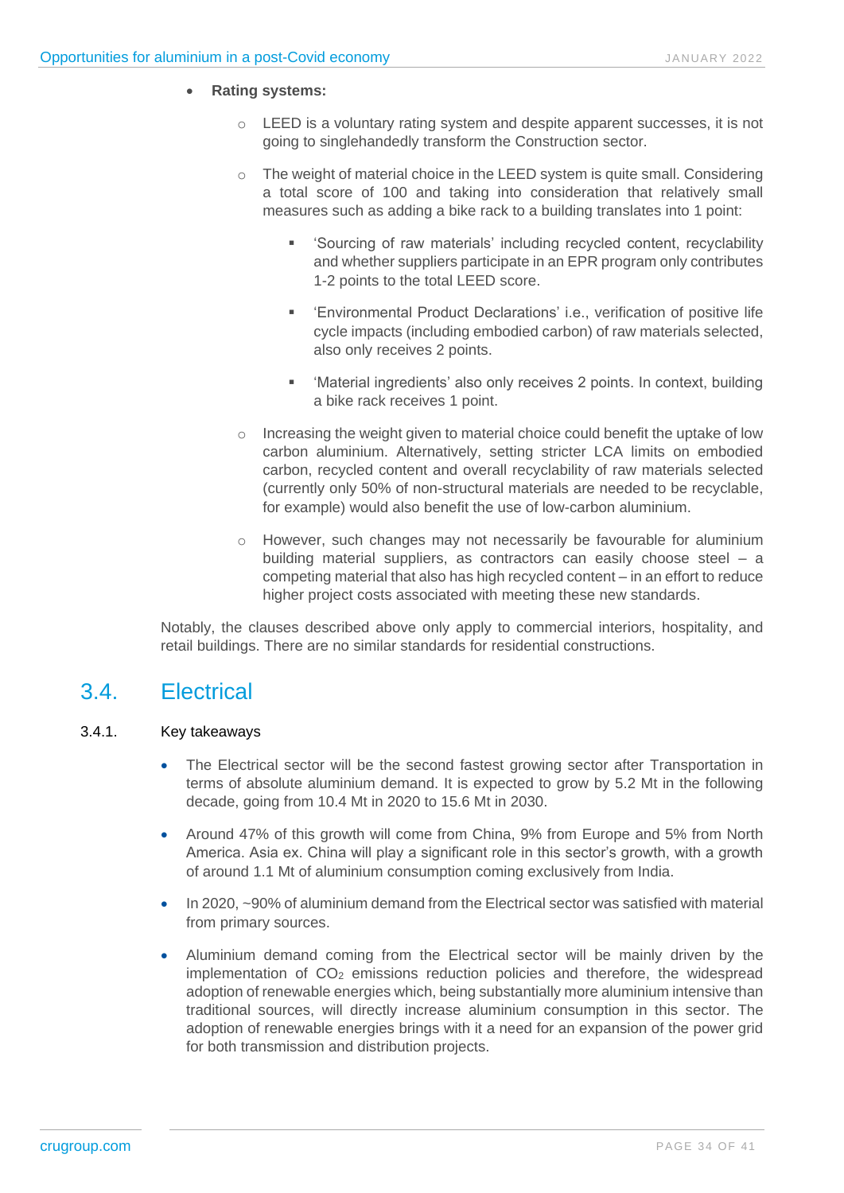- **Rating systems:**
    - LEED is a voluntary rating system and despite apparent successes, it is not going to singlehandedly transform the Construction sector.
    - The weight of material choice in the LEED system is quite small. Considering a total score of 100 and taking into consideration that relatively small measures such as adding a bike rack to a building translates into 1 point:
        - 'Sourcing of raw materials' including recycled content, recyclability and whether suppliers participate in an EPR program only contributes 1-2 points to the total LEED score.
        - 'Environmental Product Declarations' i.e., verification of positive life cycle impacts (including embodied carbon) of raw materials selected, also only receives 2 points.
        - 'Material ingredients' also only receives 2 points. In context, building a bike rack receives 1 point.
    - Increasing the weight given to material choice could benefit the uptake of low carbon aluminium. Alternatively, setting stricter LCA limits on embodied carbon, recycled content and overall recyclability of raw materials selected (currently only 50% of non-structural materials are needed to be recyclable, for example) would also benefit the use of low-carbon aluminium.
    - However, such changes may not necessarily be favourable for aluminium building material suppliers, as contractors can easily choose steel – a competing material that also has high recycled content – in an effort to reduce higher project costs associated with meeting these new standards.

Notably, the clauses described above only apply to commercial interiors, hospitality, and retail buildings. There are no similar standards for residential constructions.

## 3.4. Electrical

### 3.4.1. Key takeaways

- The Electrical sector will be the second fastest growing sector after Transportation in terms of absolute aluminium demand. It is expected to grow by 5.2 Mt in the following decade, going from 10.4 Mt in 2020 to 15.6 Mt in 2030.
- Around 47% of this growth will come from China, 9% from Europe and 5% from North America. Asia ex. China will play a significant role in this sector's growth, with a growth of around 1.1 Mt of aluminium consumption coming exclusively from India.
- In 2020, ~90% of aluminium demand from the Electrical sector was satisfied with material from primary sources.
- Aluminium demand coming from the Electrical sector will be mainly driven by the implementation of $CO_2$ emissions reduction policies and therefore, the widespread adoption of renewable energies which, being substantially more aluminium intensive than traditional sources, will directly increase aluminium consumption in this sector. The adoption of renewable energies brings with it a need for an expansion of the power grid for both transmission and distribution projects.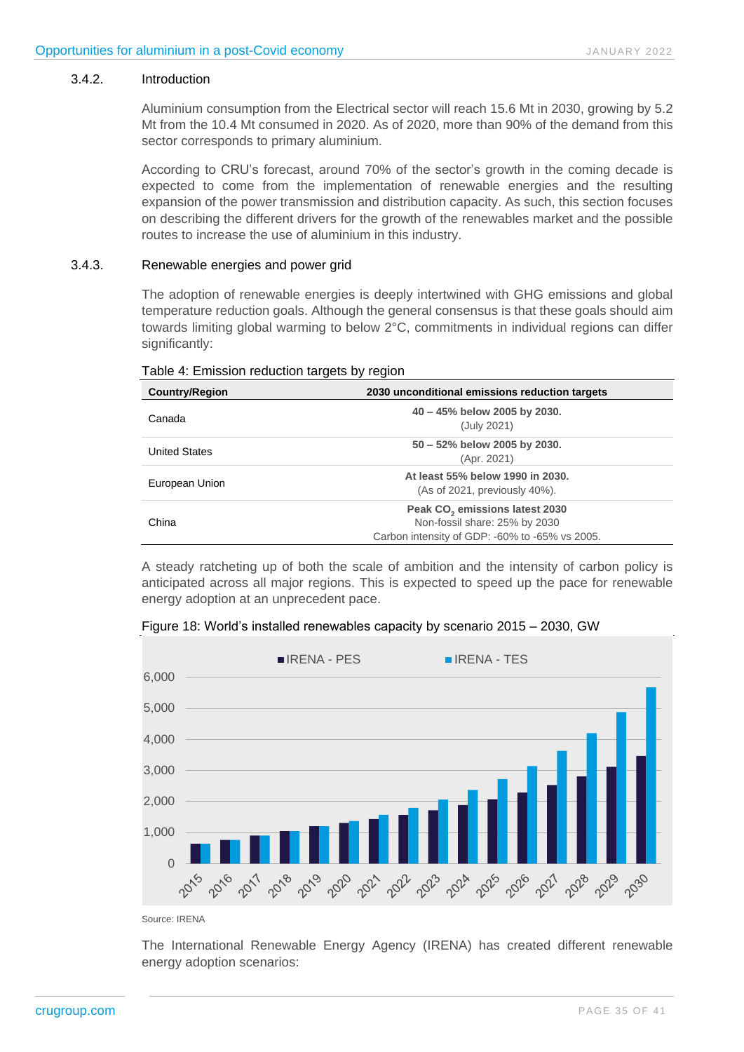### 3.4.2. Introduction

Aluminium consumption from the Electrical sector will reach 15.6 Mt in 2030, growing by 5.2 Mt from the 10.4 Mt consumed in 2020. As of 2020, more than 90% of the demand from this sector corresponds to primary aluminium.

According to CRU's forecast, around 70% of the sector's growth in the coming decade is expected to come from the implementation of renewable energies and the resulting expansion of the power transmission and distribution capacity. As such, this section focuses on describing the different drivers for the growth of the renewables market and the possible routes to increase the use of aluminium in this industry.

### 3.4.3. Renewable energies and power grid

The adoption of renewable energies is deeply intertwined with GHG emissions and global temperature reduction goals. Although the general consensus is that these goals should aim towards limiting global warming to below 2°C, commitments in individual regions can differ significantly:

Table 4: Emission reduction targets by region

| Country/Region | 2030 unconditional emissions reduction targets |
|---|---|
| Canada | **40 – 45% below 2005 by 2030.** (July 2021) |
| United States | **50 – 52% below 2005 by 2030.** (Apr. 2021) |
| European Union | **At least 55% below 1990 in 2030.** (As of 2021, previously 40%). |
| China | **Peak $CO_2$ emissions latest 2030** Non-fossil share: 25% by 2030 Carbon intensity of GDP: -60% to -65% vs 2005. |

A steady ratcheting up of both the scale of ambition and the intensity of carbon policy is anticipated across all major regions. This is expected to speed up the pace for renewable energy adoption at an unprecedent pace.

Figure 18: World's installed renewables capacity by scenario 2015 – 2030, GW

Source: IRENA

The International Renewable Energy Agency (IRENA) has created different renewable energy adoption scenarios: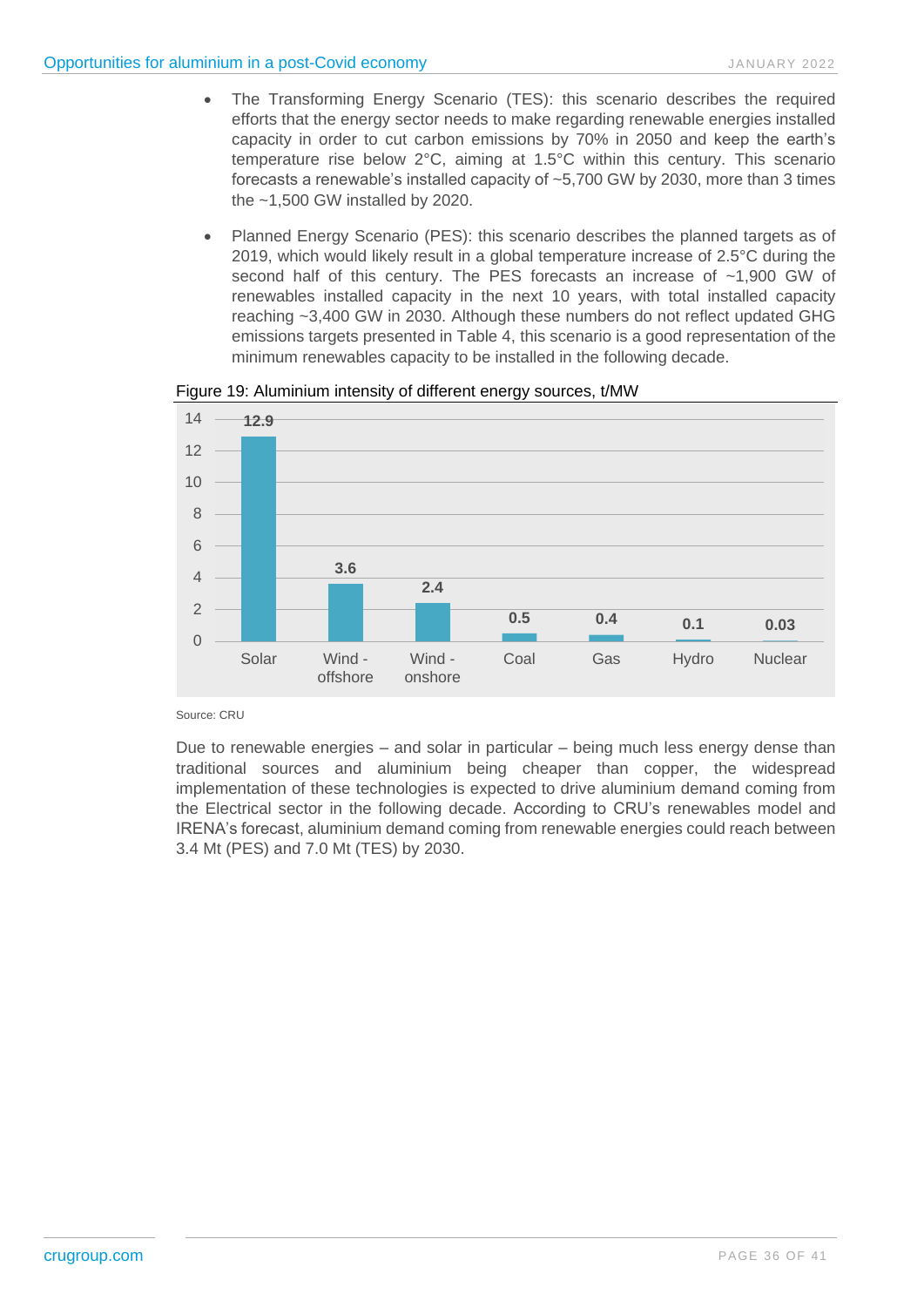- The Transforming Energy Scenario (TES): this scenario describes the required efforts that the energy sector needs to make regarding renewable energies installed capacity in order to cut carbon emissions by 70% in 2050 and keep the earth's temperature rise below 2°C, aiming at 1.5°C within this century. This scenario forecasts a renewable's installed capacity of ~5,700 GW by 2030, more than 3 times the ~1,500 GW installed by 2020.
- Planned Energy Scenario (PES): this scenario describes the planned targets as of 2019, which would likely result in a global temperature increase of 2.5°C during the second half of this century. The PES forecasts an increase of ~1,900 GW of renewables installed capacity in the next 10 years, with total installed capacity reaching ~3,400 GW in 2030. Although these numbers do not reflect updated GHG emissions targets presented in Table 4, this scenario is a good representation of the minimum renewables capacity to be installed in the following decade.

Figure 19: Aluminium intensity of different energy sources, t/MW

| Energy source | t/MW |
|---|---|
| Solar | 12.9 |
| Wind - offshore | 3.6 |
| Wind - onshore | 2.4 |
| Coal | 0.5 |
| Gas | 0.4 |
| Hydro | 0.1 |
| Nuclear | 0.03 |

Source: CRU

Due to renewable energies – and solar in particular – being much less energy dense than traditional sources and aluminium being cheaper than copper, the widespread implementation of these technologies is expected to drive aluminium demand coming from the Electrical sector in the following decade. According to CRU's renewables model and IRENA's forecast, aluminium demand coming from renewable energies could reach between 3.4 Mt (PES) and 7.0 Mt (TES) by 2030.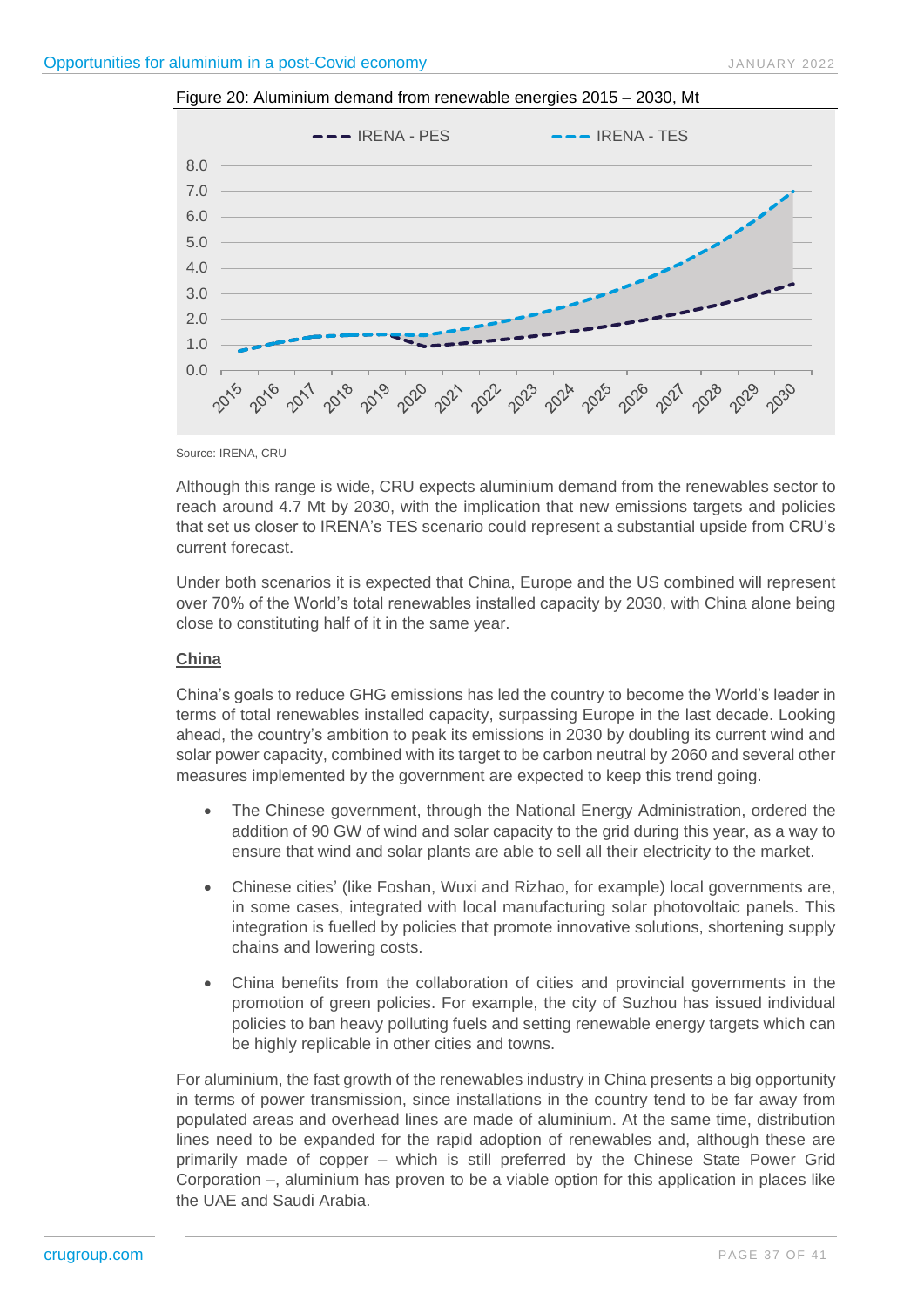Figure 20: Aluminium demand from renewable energies 2015 – 2030, Mt

Source: IRENA, CRU

Although this range is wide, CRU expects aluminium demand from the renewables sector to reach around 4.7 Mt by 2030, with the implication that new emissions targets and policies that set us closer to IRENA's TES scenario could represent a substantial upside from CRU's current forecast.

Under both scenarios it is expected that China, Europe and the US combined will represent over 70% of the World's total renewables installed capacity by 2030, with China alone being close to constituting half of it in the same year.

**China**

China's goals to reduce GHG emissions has led the country to become the World's leader in terms of total renewables installed capacity, surpassing Europe in the last decade. Looking ahead, the country's ambition to peak its emissions in 2030 by doubling its current wind and solar power capacity, combined with its target to be carbon neutral by 2060 and several other measures implemented by the government are expected to keep this trend going.

- The Chinese government, through the National Energy Administration, ordered the addition of 90 GW of wind and solar capacity to the grid during this year, as a way to ensure that wind and solar plants are able to sell all their electricity to the market.
- Chinese cities' (like Foshan, Wuxi and Rizhao, for example) local governments are, in some cases, integrated with local manufacturing solar photovoltaic panels. This integration is fuelled by policies that promote innovative solutions, shortening supply chains and lowering costs.
- China benefits from the collaboration of cities and provincial governments in the promotion of green policies. For example, the city of Suzhou has issued individual policies to ban heavy polluting fuels and setting renewable energy targets which can be highly replicable in other cities and towns.

For aluminium, the fast growth of the renewables industry in China presents a big opportunity in terms of power transmission, since installations in the country tend to be far away from populated areas and overhead lines are made of aluminium. At the same time, distribution lines need to be expanded for the rapid adoption of renewables and, although these are primarily made of copper – which is still preferred by the Chinese State Power Grid Corporation –, aluminium has proven to be a viable option for this application in places like the UAE and Saudi Arabia.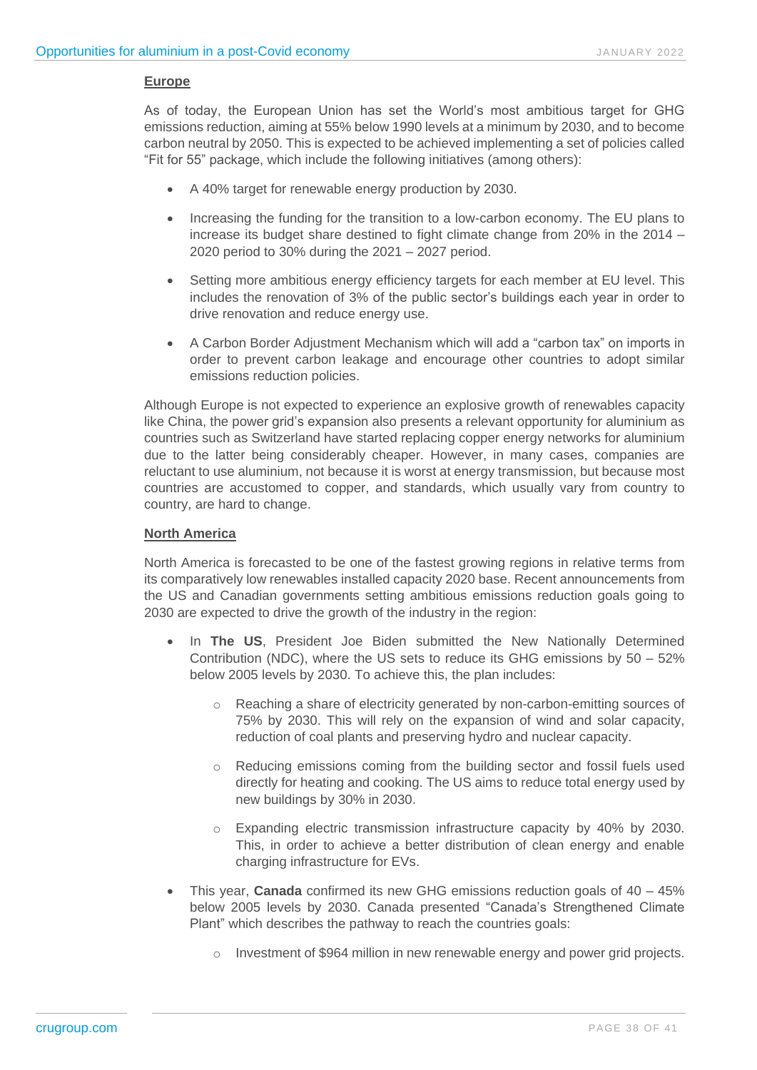**Europe**

As of today, the European Union has set the World's most ambitious target for GHG emissions reduction, aiming at 55% below 1990 levels at a minimum by 2030, and to become carbon neutral by 2050. This is expected to be achieved implementing a set of policies called "Fit for 55" package, which include the following initiatives (among others):

- A 40% target for renewable energy production by 2030.
- Increasing the funding for the transition to a low-carbon economy. The EU plans to increase its budget share destined to fight climate change from 20% in the 2014 – 2020 period to 30% during the 2021 – 2027 period.
- Setting more ambitious energy efficiency targets for each member at EU level. This includes the renovation of 3% of the public sector's buildings each year in order to drive renovation and reduce energy use.
- A Carbon Border Adjustment Mechanism which will add a "carbon tax" on imports in order to prevent carbon leakage and encourage other countries to adopt similar emissions reduction policies.

Although Europe is not expected to experience an explosive growth of renewables capacity like China, the power grid's expansion also presents a relevant opportunity for aluminium as countries such as Switzerland have started replacing copper energy networks for aluminium due to the latter being considerably cheaper. However, in many cases, companies are reluctant to use aluminium, not because it is worst at energy transmission, but because most countries are accustomed to copper, and standards, which usually vary from country to country, are hard to change.

**North America**

North America is forecasted to be one of the fastest growing regions in relative terms from its comparatively low renewables installed capacity 2020 base. Recent announcements from the US and Canadian governments setting ambitious emissions reduction goals going to 2030 are expected to drive the growth of the industry in the region:

- In **The US**, President Joe Biden submitted the New Nationally Determined Contribution (NDC), where the US sets to reduce its GHG emissions by 50 – 52% below 2005 levels by 2030. To achieve this, the plan includes:
    - Reaching a share of electricity generated by non-carbon-emitting sources of 75% by 2030. This will rely on the expansion of wind and solar capacity, reduction of coal plants and preserving hydro and nuclear capacity.
    - Reducing emissions coming from the building sector and fossil fuels used directly for heating and cooking. The US aims to reduce total energy used by new buildings by 30% in 2030.
    - Expanding electric transmission infrastructure capacity by 40% by 2030. This, in order to achieve a better distribution of clean energy and enable charging infrastructure for EVs.
- This year, **Canada** confirmed its new GHG emissions reduction goals of 40 – 45% below 2005 levels by 2030. Canada presented "Canada's Strengthened Climate Plant" which describes the pathway to reach the countries goals:
    - Investment of $964 million in new renewable energy and power grid projects.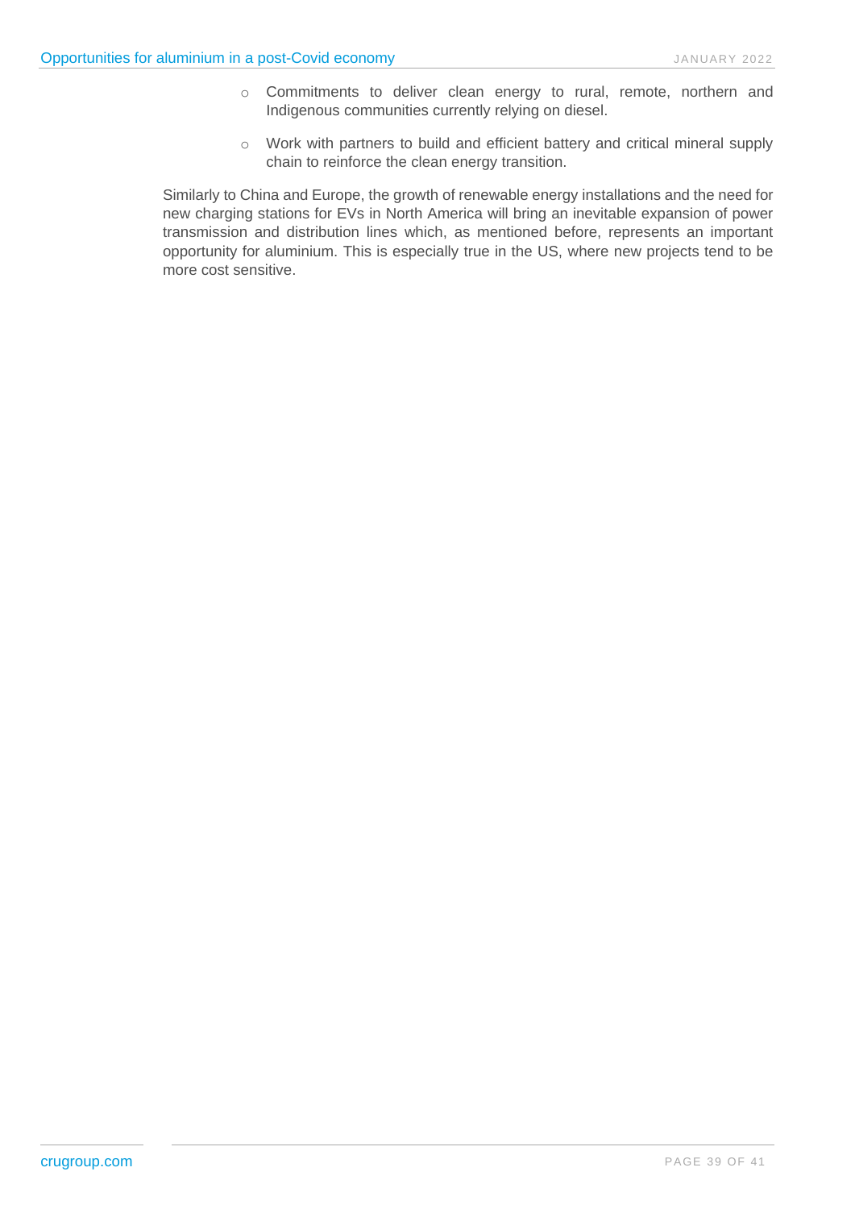- Commitments to deliver clean energy to rural, remote, northern and Indigenous communities currently relying on diesel.
- Work with partners to build and efficient battery and critical mineral supply chain to reinforce the clean energy transition.

Similarly to China and Europe, the growth of renewable energy installations and the need for new charging stations for EVs in North America will bring an inevitable expansion of power transmission and distribution lines which, as mentioned before, represents an important opportunity for aluminium. This is especially true in the US, where new projects tend to be more cost sensitive.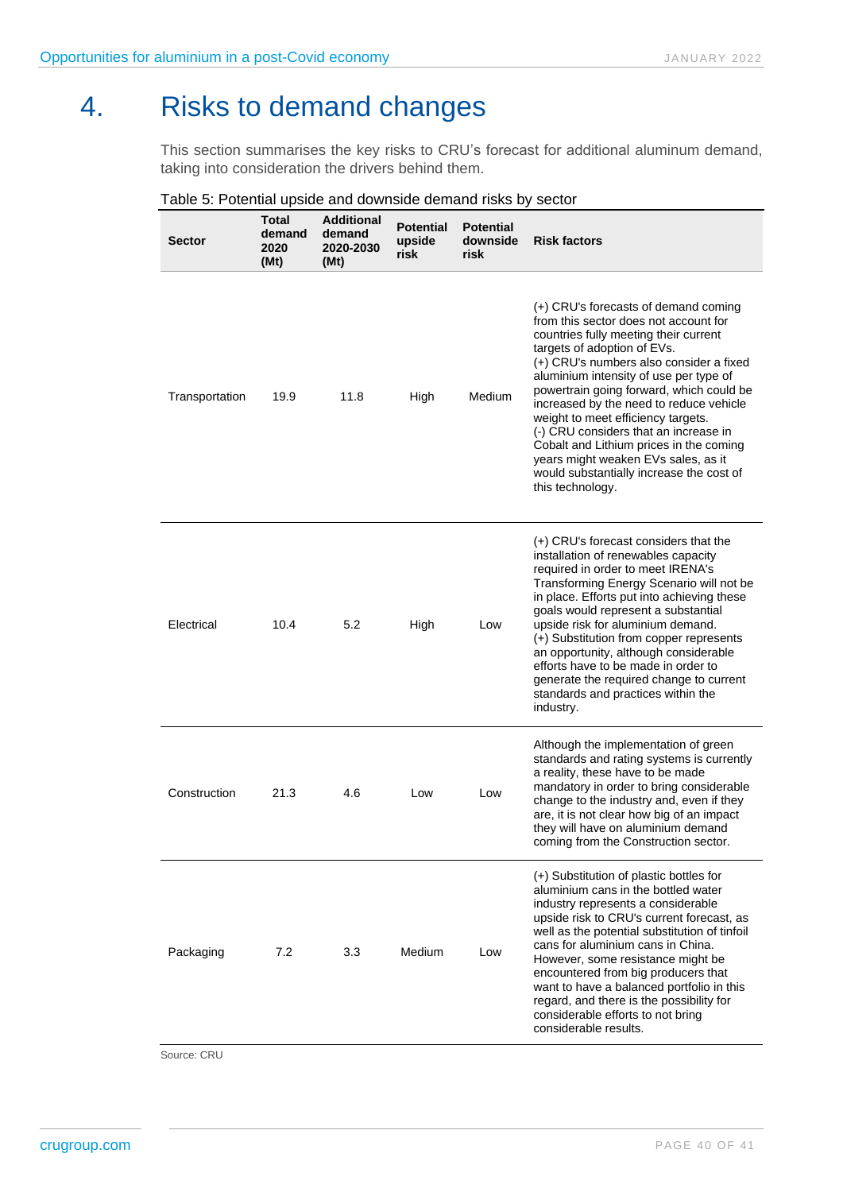# 4. Risks to demand changes

This section summarises the key risks to CRU's forecast for additional aluminum demand, taking into consideration the drivers behind them.

Table 5: Potential upside and downside demand risks by sector

| Sector | Total demand 2020 (Mt) | Additional demand 2020-2030 (Mt) | Potential upside risk | Potential downside risk | Risk factors |
|---|---|---|---|---|---|
| Transportation | 19.9 | 11.8 | High | Medium | (+) CRU's forecasts of demand coming from this sector does not account for countries fully meeting their current targets of adoption of EVs. (+) CRU's numbers also consider a fixed aluminium intensity of use per type of powertrain going forward, which could be increased by the need to reduce vehicle weight to meet efficiency targets. (-) CRU considers that an increase in Cobalt and Lithium prices in the coming years might weaken EVs sales, as it would substantially increase the cost of this technology. |
| Electrical | 10.4 | 5.2 | High | Low | (+) CRU's forecast considers that the installation of renewables capacity required in order to meet IRENA's Transforming Energy Scenario will not be in place. Efforts put into achieving these goals would represent a substantial upside risk for aluminium demand. (+) Substitution from copper represents an opportunity, although considerable efforts have to be made in order to generate the required change to current standards and practices within the industry. |
| Construction | 21.3 | 4.6 | Low | Low | Although the implementation of green standards and rating systems is currently a reality, these have to be made mandatory in order to bring considerable change to the industry and, even if they are, it is not clear how big of an impact they will have on aluminium demand coming from the Construction sector. |
| Packaging | 7.2 | 3.3 | Medium | Low | (+) Substitution of plastic bottles for aluminium cans in the bottled water industry represents a considerable upside risk to CRU's current forecast, as well as the potential substitution of tinfoil cans for aluminium cans in China. However, some resistance might be encountered from big producers that want to have a balanced portfolio in this regard, and there is the possibility for considerable efforts to not bring considerable results. |

Source: CRU